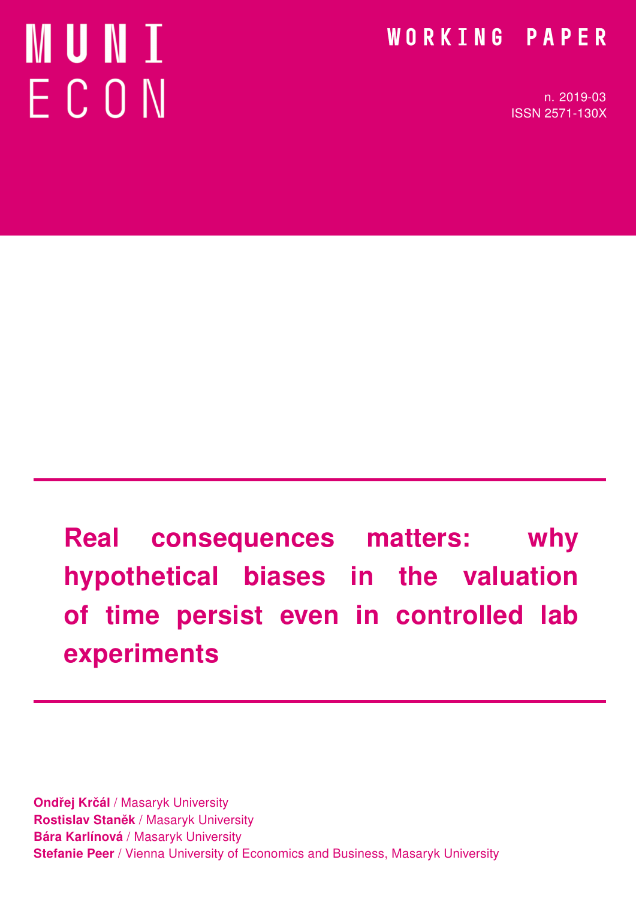MUNI ECON

WORKING PAPER

n. 2019-03
ISSN 2571-130X

# Real consequences matters: why hypothetical biases in the valuation of time persist even in controlled lab experiments

**Ondřej Krčál** / Masaryk University
**Rostislav Staněk** / Masaryk University
**Bára Karlínová** / Masaryk University
**Stefanie Peer** / Vienna University of Economics and Business, Masaryk University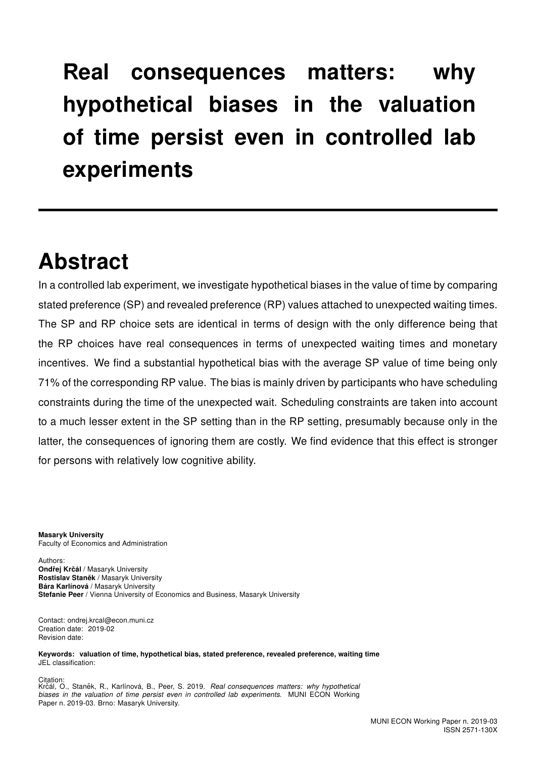# Real consequences matters: why hypothetical biases in the valuation of time persist even in controlled lab experiments

## Abstract

In a controlled lab experiment, we investigate hypothetical biases in the value of time by comparing stated preference (SP) and revealed preference (RP) values attached to unexpected waiting times. The SP and RP choice sets are identical in terms of design with the only difference being that the RP choices have real consequences in terms of unexpected waiting times and monetary incentives. We find a substantial hypothetical bias with the average SP value of time being only 71% of the corresponding RP value. The bias is mainly driven by participants who have scheduling constraints during the time of the unexpected wait. Scheduling constraints are taken into account to a much lesser extent in the SP setting than in the RP setting, presumably because only in the latter, the consequences of ignoring them are costly. We find evidence that this effect is stronger for persons with relatively low cognitive ability.

**Masaryk University**
Faculty of Economics and Administration

Authors:
**Ondřej Krčál** / Masaryk University
**Rostislav Staněk** / Masaryk University
**Bára Karlínová** / Masaryk University
**Stefanie Peer** / Vienna University of Economics and Business, Masaryk University

Contact: ondrej.krcal@econ.muni.cz
Creation date: 2019-02
Revision date:

**Keywords: valuation of time, hypothetical bias, stated preference, revealed preference, waiting time**
JEL classification:

Citation:
Krčál, O., Staněk, R., Karlínová, B., Peer, S. 2019. *Real consequences matters: why hypothetical biases in the valuation of time persist even in controlled lab experiments.* MUNI ECON Working Paper n. 2019-03. Brno: Masaryk University.

MUNI ECON Working Paper n. 2019-03
ISSN 2571-130X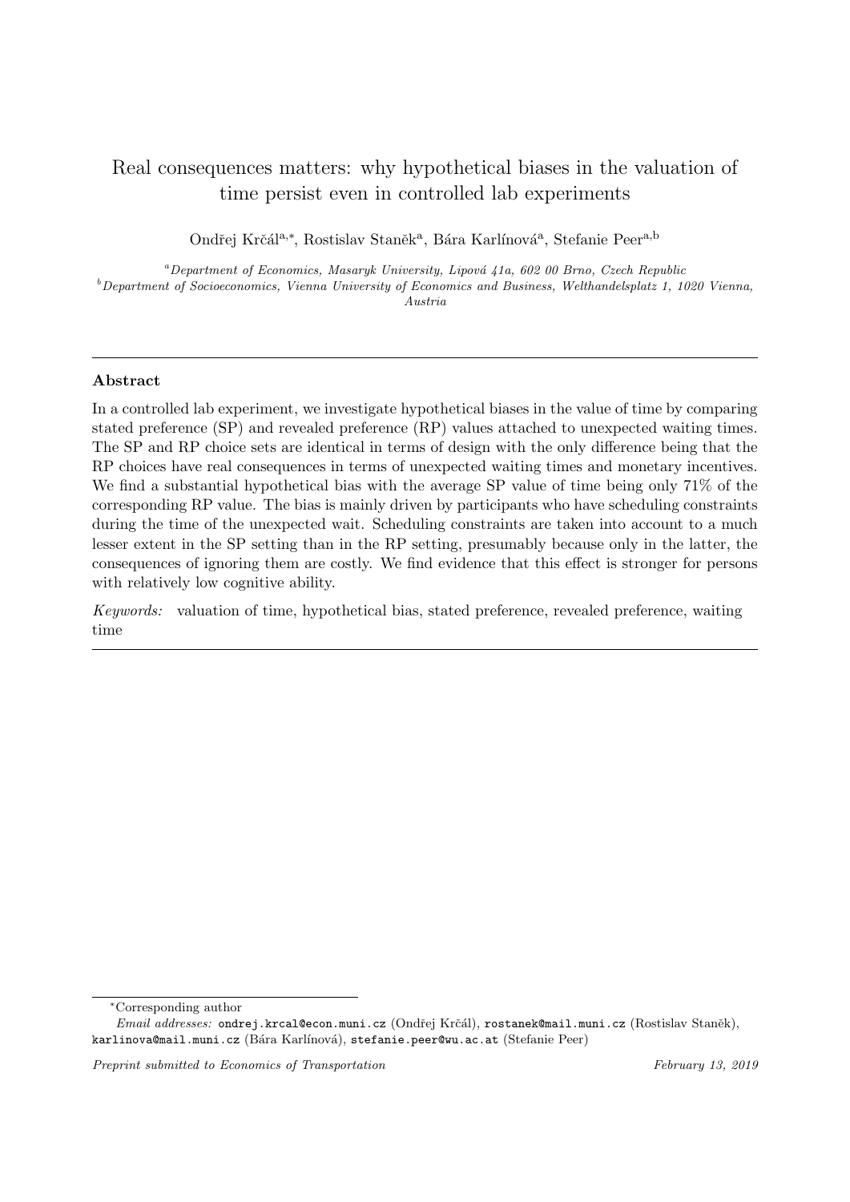# Real consequences matters: why hypothetical biases in the valuation of time persist even in controlled lab experiments

Ondřej Krčál[a,*], Rostislav Staněk[a], Bára Karlínová[a], Stefanie Peer[a,b]

[a] *Department of Economics, Masaryk University, Lipová 41a, 602 00 Brno, Czech Republic*
[b] *Department of Socioeconomics, Vienna University of Economics and Business, Welthandelsplatz 1, 1020 Vienna, Austria*

---

## Abstract

In a controlled lab experiment, we investigate hypothetical biases in the value of time by comparing stated preference (SP) and revealed preference (RP) values attached to unexpected waiting times. The SP and RP choice sets are identical in terms of design with the only difference being that the RP choices have real consequences in terms of unexpected waiting times and monetary incentives. We find a substantial hypothetical bias with the average SP value of time being only 71% of the corresponding RP value. The bias is mainly driven by participants who have scheduling constraints during the time of the unexpected wait. Scheduling constraints are taken into account to a much lesser extent in the SP setting than in the RP setting, presumably because only in the latter, the consequences of ignoring them are costly. We find evidence that this effect is stronger for persons with relatively low cognitive ability.

*Keywords:* valuation of time, hypothetical bias, stated preference, revealed preference, waiting time

---

*Corresponding author

*Email addresses:* `ondrej.krcal@econ.muni.cz` (Ondřej Krčál), `rostanek@mail.muni.cz` (Rostislav Staněk), `karlinova@mail.muni.cz` (Bára Karlínová), `stefanie.peer@wu.ac.at` (Stefanie Peer)

*Preprint submitted to Economics of Transportation* *February 13, 2019*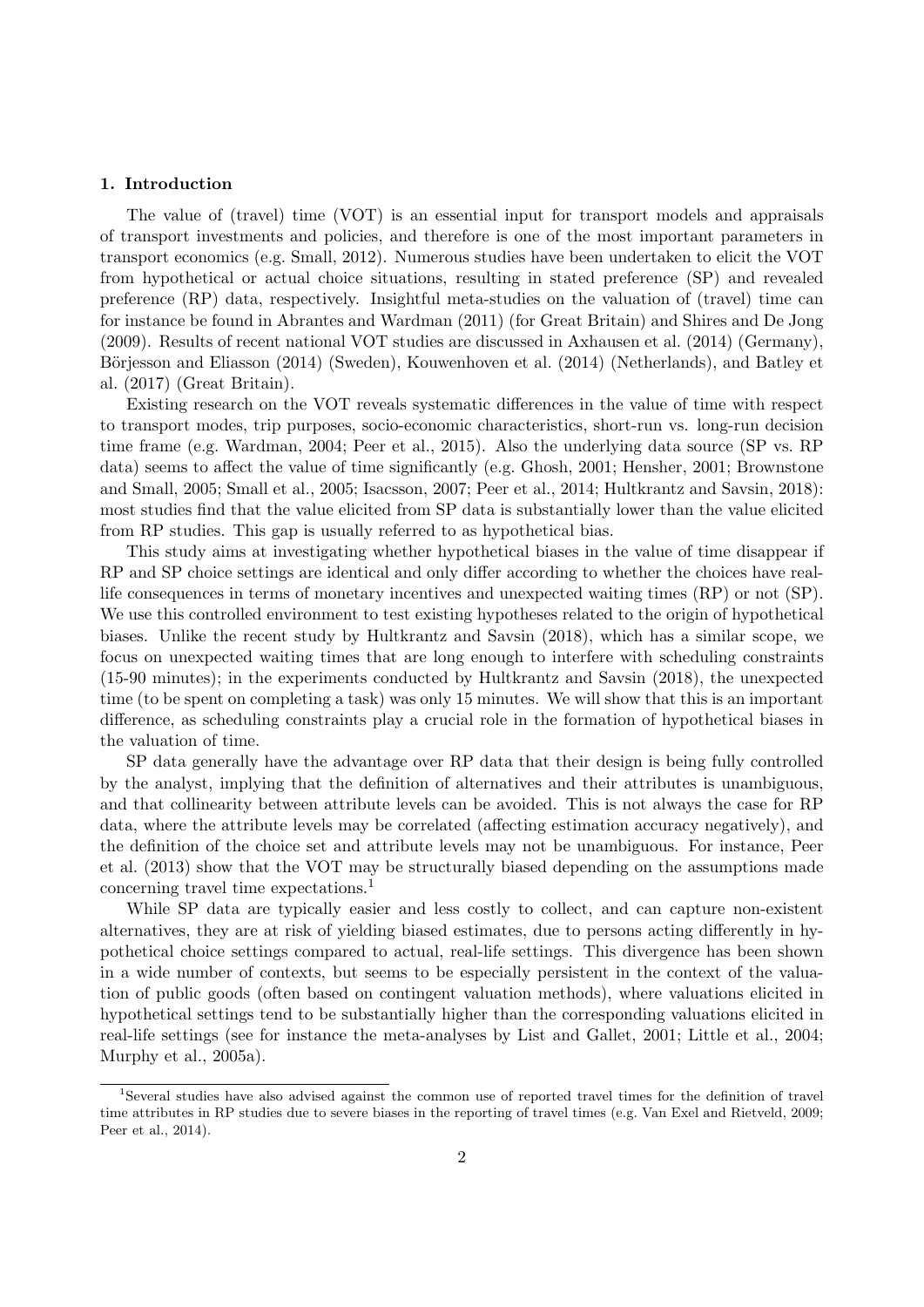## 1. Introduction

The value of (travel) time (VOT) is an essential input for transport models and appraisals of transport investments and policies, and therefore is one of the most important parameters in transport economics (e.g. Small, 2012). Numerous studies have been undertaken to elicit the VOT from hypothetical or actual choice situations, resulting in stated preference (SP) and revealed preference (RP) data, respectively. Insightful meta-studies on the valuation of (travel) time can for instance be found in Abrantes and Wardman (2011) (for Great Britain) and Shires and De Jong (2009). Results of recent national VOT studies are discussed in Axhausen et al. (2014) (Germany), Börjesson and Eliasson (2014) (Sweden), Kouwenhoven et al. (2014) (Netherlands), and Batley et al. (2017) (Great Britain).

Existing research on the VOT reveals systematic differences in the value of time with respect to transport modes, trip purposes, socio-economic characteristics, short-run vs. long-run decision time frame (e.g. Wardman, 2004; Peer et al., 2015). Also the underlying data source (SP vs. RP data) seems to affect the value of time significantly (e.g. Ghosh, 2001; Hensher, 2001; Brownstone and Small, 2005; Small et al., 2005; Isacsson, 2007; Peer et al., 2014; Hultkrantz and Savsin, 2018): most studies find that the value elicited from SP data is substantially lower than the value elicited from RP studies. This gap is usually referred to as hypothetical bias.

This study aims at investigating whether hypothetical biases in the value of time disappear if RP and SP choice settings are identical and only differ according to whether the choices have real-life consequences in terms of monetary incentives and unexpected waiting times (RP) or not (SP). We use this controlled environment to test existing hypotheses related to the origin of hypothetical biases. Unlike the recent study by Hultkrantz and Savsin (2018), which has a similar scope, we focus on unexpected waiting times that are long enough to interfere with scheduling constraints (15-90 minutes); in the experiments conducted by Hultkrantz and Savsin (2018), the unexpected time (to be spent on completing a task) was only 15 minutes. We will show that this is an important difference, as scheduling constraints play a crucial role in the formation of hypothetical biases in the valuation of time.

SP data generally have the advantage over RP data that their design is being fully controlled by the analyst, implying that the definition of alternatives and their attributes is unambiguous, and that collinearity between attribute levels can be avoided. This is not always the case for RP data, where the attribute levels may be correlated (affecting estimation accuracy negatively), and the definition of the choice set and attribute levels may not be unambiguous. For instance, Peer et al. (2013) show that the VOT may be structurally biased depending on the assumptions made concerning travel time expectations.[1]

While SP data are typically easier and less costly to collect, and can capture non-existent alternatives, they are at risk of yielding biased estimates, due to persons acting differently in hypothetical choice settings compared to actual, real-life settings. This divergence has been shown in a wide number of contexts, but seems to be especially persistent in the context of the valuation of public goods (often based on contingent valuation methods), where valuations elicited in hypothetical settings tend to be substantially higher than the corresponding valuations elicited in real-life settings (see for instance the meta-analyses by List and Gallet, 2001; Little et al., 2004; Murphy et al., 2005a).

[1] Several studies have also advised against the common use of reported travel times for the definition of travel time attributes in RP studies due to severe biases in the reporting of travel times (e.g. Van Exel and Rietveld, 2009; Peer et al., 2014).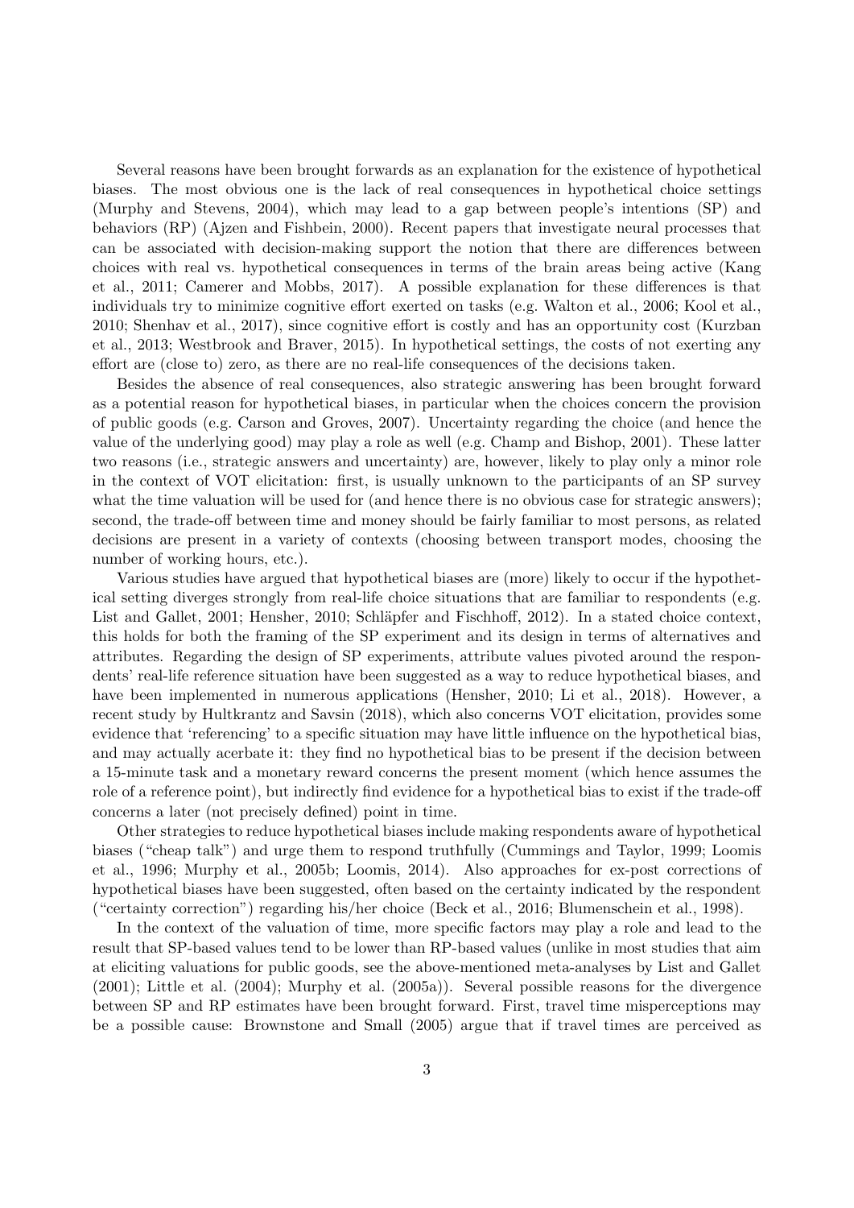Several reasons have been brought forwards as an explanation for the existence of hypothetical biases. The most obvious one is the lack of real consequences in hypothetical choice settings (Murphy and Stevens, 2004), which may lead to a gap between people's intentions (SP) and behaviors (RP) (Ajzen and Fishbein, 2000). Recent papers that investigate neural processes that can be associated with decision-making support the notion that there are differences between choices with real vs. hypothetical consequences in terms of the brain areas being active (Kang et al., 2011; Camerer and Mobbs, 2017). A possible explanation for these differences is that individuals try to minimize cognitive effort exerted on tasks (e.g. Walton et al., 2006; Kool et al., 2010; Shenhav et al., 2017), since cognitive effort is costly and has an opportunity cost (Kurzban et al., 2013; Westbrook and Braver, 2015). In hypothetical settings, the costs of not exerting any effort are (close to) zero, as there are no real-life consequences of the decisions taken.

Besides the absence of real consequences, also strategic answering has been brought forward as a potential reason for hypothetical biases, in particular when the choices concern the provision of public goods (e.g. Carson and Groves, 2007). Uncertainty regarding the choice (and hence the value of the underlying good) may play a role as well (e.g. Champ and Bishop, 2001). These latter two reasons (i.e., strategic answers and uncertainty) are, however, likely to play only a minor role in the context of VOT elicitation: first, is usually unknown to the participants of an SP survey what the time valuation will be used for (and hence there is no obvious case for strategic answers); second, the trade-off between time and money should be fairly familiar to most persons, as related decisions are present in a variety of contexts (choosing between transport modes, choosing the number of working hours, etc.).

Various studies have argued that hypothetical biases are (more) likely to occur if the hypothetical setting diverges strongly from real-life choice situations that are familiar to respondents (e.g. List and Gallet, 2001; Hensher, 2010; Schläpfer and Fischhoff, 2012). In a stated choice context, this holds for both the framing of the SP experiment and its design in terms of alternatives and attributes. Regarding the design of SP experiments, attribute values pivoted around the respondents' real-life reference situation have been suggested as a way to reduce hypothetical biases, and have been implemented in numerous applications (Hensher, 2010; Li et al., 2018). However, a recent study by Hultkrantz and Savsin (2018), which also concerns VOT elicitation, provides some evidence that 'referencing' to a specific situation may have little influence on the hypothetical bias, and may actually acerbate it: they find no hypothetical bias to be present if the decision between a 15-minute task and a monetary reward concerns the present moment (which hence assumes the role of a reference point), but indirectly find evidence for a hypothetical bias to exist if the trade-off concerns a later (not precisely defined) point in time.

Other strategies to reduce hypothetical biases include making respondents aware of hypothetical biases ("cheap talk") and urge them to respond truthfully (Cummings and Taylor, 1999; Loomis et al., 1996; Murphy et al., 2005b; Loomis, 2014). Also approaches for ex-post corrections of hypothetical biases have been suggested, often based on the certainty indicated by the respondent ("certainty correction") regarding his/her choice (Beck et al., 2016; Blumenschein et al., 1998).

In the context of the valuation of time, more specific factors may play a role and lead to the result that SP-based values tend to be lower than RP-based values (unlike in most studies that aim at eliciting valuations for public goods, see the above-mentioned meta-analyses by List and Gallet (2001); Little et al. (2004); Murphy et al. (2005a)). Several possible reasons for the divergence between SP and RP estimates have been brought forward. First, travel time misperceptions may be a possible cause: Brownstone and Small (2005) argue that if travel times are perceived as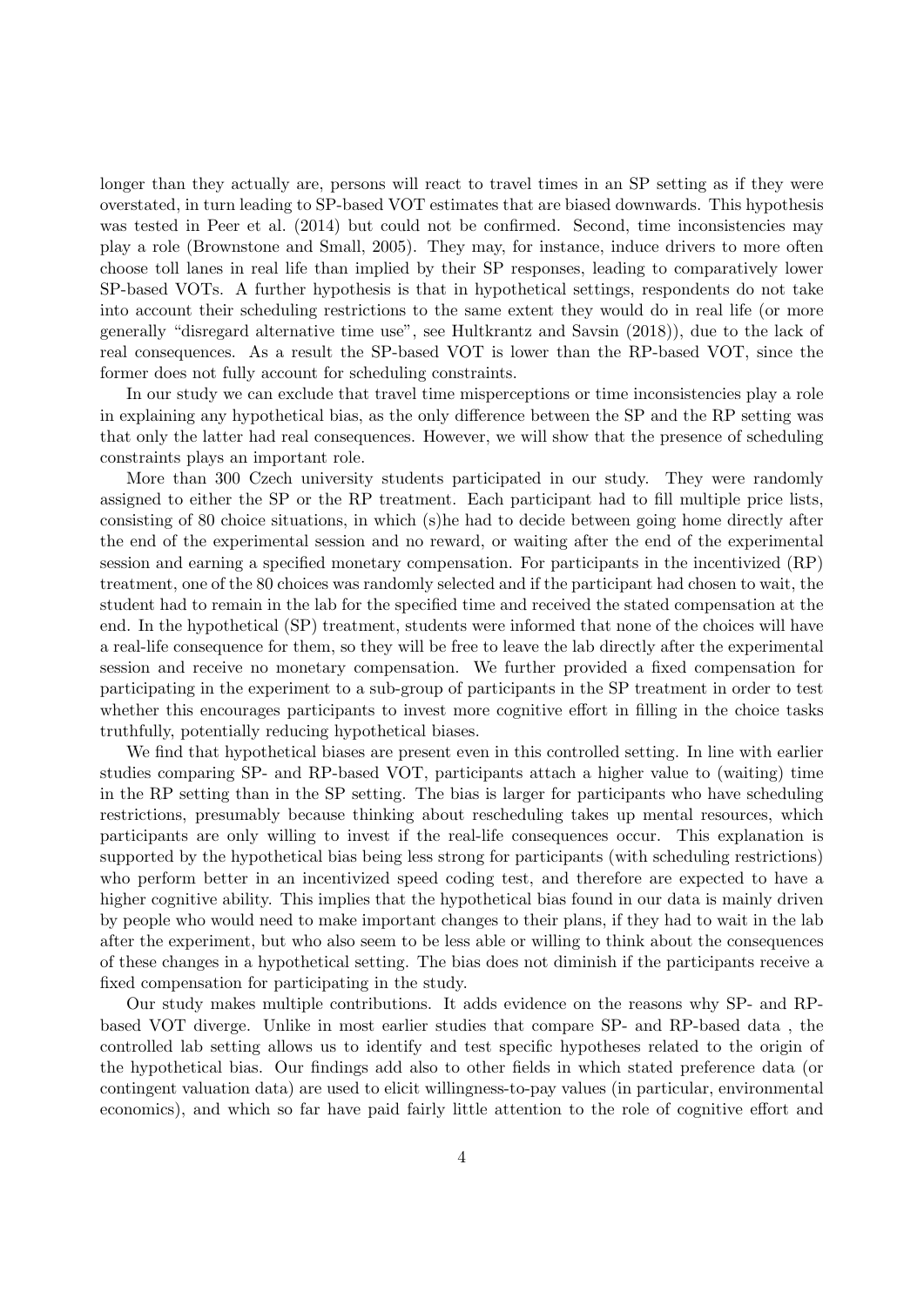longer than they actually are, persons will react to travel times in an SP setting as if they were overstated, in turn leading to SP-based VOT estimates that are biased downwards. This hypothesis was tested in Peer et al. (2014) but could not be confirmed. Second, time inconsistencies may play a role (Brownstone and Small, 2005). They may, for instance, induce drivers to more often choose toll lanes in real life than implied by their SP responses, leading to comparatively lower SP-based VOTs. A further hypothesis is that in hypothetical settings, respondents do not take into account their scheduling restrictions to the same extent they would do in real life (or more generally "disregard alternative time use", see Hultkrantz and Savsin (2018)), due to the lack of real consequences. As a result the SP-based VOT is lower than the RP-based VOT, since the former does not fully account for scheduling constraints.

In our study we can exclude that travel time misperceptions or time inconsistencies play a role in explaining any hypothetical bias, as the only difference between the SP and the RP setting was that only the latter had real consequences. However, we will show that the presence of scheduling constraints plays an important role.

More than 300 Czech university students participated in our study. They were randomly assigned to either the SP or the RP treatment. Each participant had to fill multiple price lists, consisting of 80 choice situations, in which (s)he had to decide between going home directly after the end of the experimental session and no reward, or waiting after the end of the experimental session and earning a specified monetary compensation. For participants in the incentivized (RP) treatment, one of the 80 choices was randomly selected and if the participant had chosen to wait, the student had to remain in the lab for the specified time and received the stated compensation at the end. In the hypothetical (SP) treatment, students were informed that none of the choices will have a real-life consequence for them, so they will be free to leave the lab directly after the experimental session and receive no monetary compensation. We further provided a fixed compensation for participating in the experiment to a sub-group of participants in the SP treatment in order to test whether this encourages participants to invest more cognitive effort in filling in the choice tasks truthfully, potentially reducing hypothetical biases.

We find that hypothetical biases are present even in this controlled setting. In line with earlier studies comparing SP- and RP-based VOT, participants attach a higher value to (waiting) time in the RP setting than in the SP setting. The bias is larger for participants who have scheduling restrictions, presumably because thinking about rescheduling takes up mental resources, which participants are only willing to invest if the real-life consequences occur. This explanation is supported by the hypothetical bias being less strong for participants (with scheduling restrictions) who perform better in an incentivized speed coding test, and therefore are expected to have a higher cognitive ability. This implies that the hypothetical bias found in our data is mainly driven by people who would need to make important changes to their plans, if they had to wait in the lab after the experiment, but who also seem to be less able or willing to think about the consequences of these changes in a hypothetical setting. The bias does not diminish if the participants receive a fixed compensation for participating in the study.

Our study makes multiple contributions. It adds evidence on the reasons why SP- and RP-based VOT diverge. Unlike in most earlier studies that compare SP- and RP-based data , the controlled lab setting allows us to identify and test specific hypotheses related to the origin of the hypothetical bias. Our findings add also to other fields in which stated preference data (or contingent valuation data) are used to elicit willingness-to-pay values (in particular, environmental economics), and which so far have paid fairly little attention to the role of cognitive effort and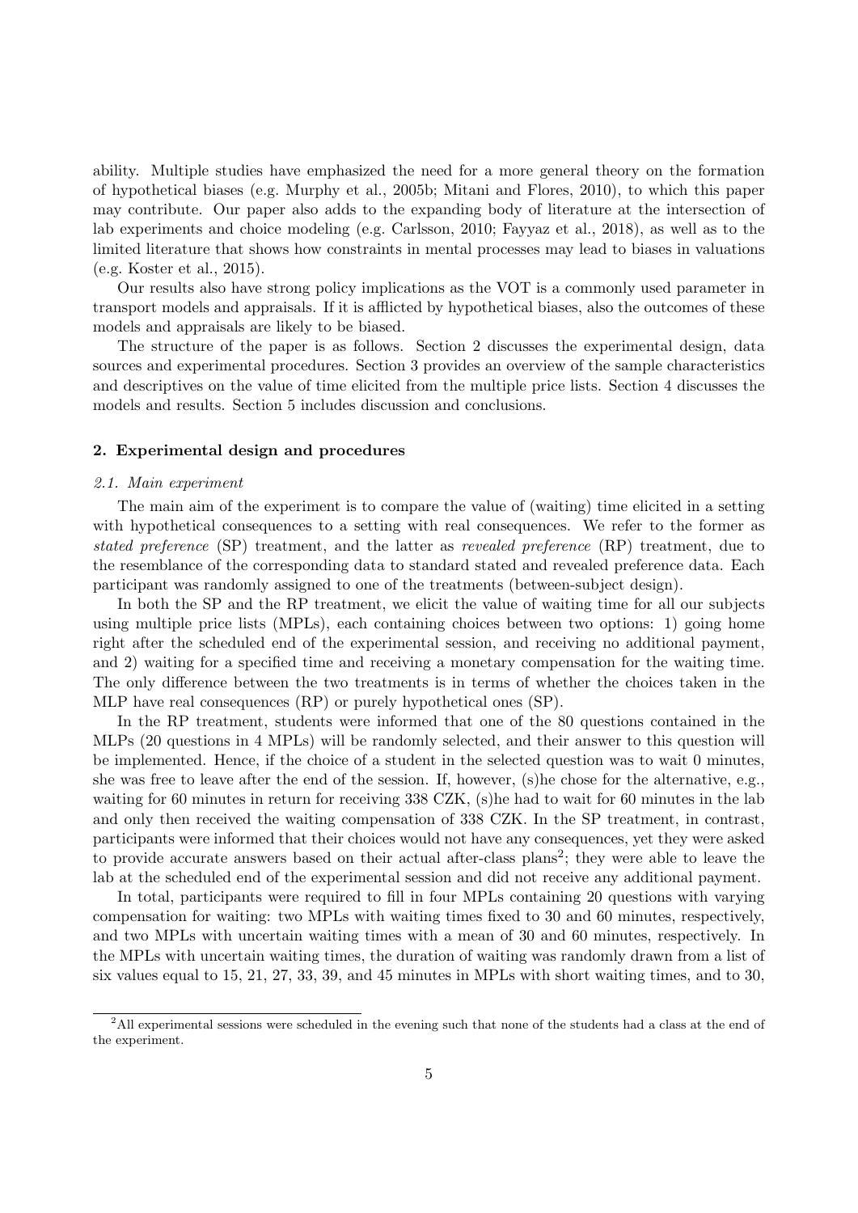ability. Multiple studies have emphasized the need for a more general theory on the formation of hypothetical biases (e.g. Murphy et al., 2005b; Mitani and Flores, 2010), to which this paper may contribute. Our paper also adds to the expanding body of literature at the intersection of lab experiments and choice modeling (e.g. Carlsson, 2010; Fayyaz et al., 2018), as well as to the limited literature that shows how constraints in mental processes may lead to biases in valuations (e.g. Koster et al., 2015).

Our results also have strong policy implications as the VOT is a commonly used parameter in transport models and appraisals. If it is afflicted by hypothetical biases, also the outcomes of these models and appraisals are likely to be biased.

The structure of the paper is as follows. Section 2 discusses the experimental design, data sources and experimental procedures. Section 3 provides an overview of the sample characteristics and descriptives on the value of time elicited from the multiple price lists. Section 4 discusses the models and results. Section 5 includes discussion and conclusions.

## 2. Experimental design and procedures

### 2.1. Main experiment

The main aim of the experiment is to compare the value of (waiting) time elicited in a setting with hypothetical consequences to a setting with real consequences. We refer to the former as *stated preference* (SP) treatment, and the latter as *revealed preference* (RP) treatment, due to the resemblance of the corresponding data to standard stated and revealed preference data. Each participant was randomly assigned to one of the treatments (between-subject design).

In both the SP and the RP treatment, we elicit the value of waiting time for all our subjects using multiple price lists (MPLs), each containing choices between two options: 1) going home right after the scheduled end of the experimental session, and receiving no additional payment, and 2) waiting for a specified time and receiving a monetary compensation for the waiting time. The only difference between the two treatments is in terms of whether the choices taken in the MLP have real consequences (RP) or purely hypothetical ones (SP).

In the RP treatment, students were informed that one of the 80 questions contained in the MLPs (20 questions in 4 MPLs) will be randomly selected, and their answer to this question will be implemented. Hence, if the choice of a student in the selected question was to wait 0 minutes, she was free to leave after the end of the session. If, however, (s)he chose for the alternative, e.g., waiting for 60 minutes in return for receiving 338 CZK, (s)he had to wait for 60 minutes in the lab and only then received the waiting compensation of 338 CZK. In the SP treatment, in contrast, participants were informed that their choices would not have any consequences, yet they were asked to provide accurate answers based on their actual after-class plans[2]; they were able to leave the lab at the scheduled end of the experimental session and did not receive any additional payment.

In total, participants were required to fill in four MPLs containing 20 questions with varying compensation for waiting: two MPLs with waiting times fixed to 30 and 60 minutes, respectively, and two MPLs with uncertain waiting times with a mean of 30 and 60 minutes, respectively. In the MPLs with uncertain waiting times, the duration of waiting was randomly drawn from a list of six values equal to 15, 21, 27, 33, 39, and 45 minutes in MPLs with short waiting times, and to 30,

[2] All experimental sessions were scheduled in the evening such that none of the students had a class at the end of the experiment.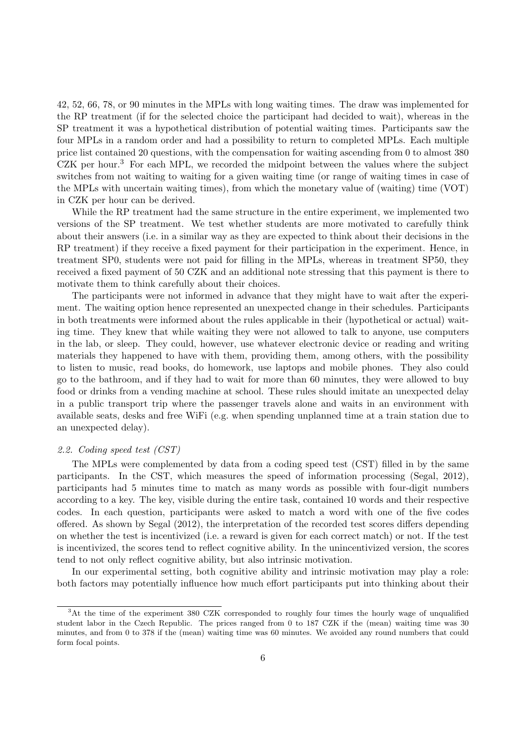42, 52, 66, 78, or 90 minutes in the MPLs with long waiting times. The draw was implemented for the RP treatment (if for the selected choice the participant had decided to wait), whereas in the SP treatment it was a hypothetical distribution of potential waiting times. Participants saw the four MPLs in a random order and had a possibility to return to completed MPLs. Each multiple price list contained 20 questions, with the compensation for waiting ascending from 0 to almost 380 CZK per hour.[3] For each MPL, we recorded the midpoint between the values where the subject switches from not waiting to waiting for a given waiting time (or range of waiting times in case of the MPLs with uncertain waiting times), from which the monetary value of (waiting) time (VOT) in CZK per hour can be derived.

While the RP treatment had the same structure in the entire experiment, we implemented two versions of the SP treatment. We test whether students are more motivated to carefully think about their answers (i.e. in a similar way as they are expected to think about their decisions in the RP treatment) if they receive a fixed payment for their participation in the experiment. Hence, in treatment SP0, students were not paid for filling in the MPLs, whereas in treatment SP50, they received a fixed payment of 50 CZK and an additional note stressing that this payment is there to motivate them to think carefully about their choices.

The participants were not informed in advance that they might have to wait after the experiment. The waiting option hence represented an unexpected change in their schedules. Participants in both treatments were informed about the rules applicable in their (hypothetical or actual) waiting time. They knew that while waiting they were not allowed to talk to anyone, use computers in the lab, or sleep. They could, however, use whatever electronic device or reading and writing materials they happened to have with them, providing them, among others, with the possibility to listen to music, read books, do homework, use laptops and mobile phones. They also could go to the bathroom, and if they had to wait for more than 60 minutes, they were allowed to buy food or drinks from a vending machine at school. These rules should imitate an unexpected delay in a public transport trip where the passenger travels alone and waits in an environment with available seats, desks and free WiFi (e.g. when spending unplanned time at a train station due to an unexpected delay).

### *2.2. Coding speed test (CST)*

The MPLs were complemented by data from a coding speed test (CST) filled in by the same participants. In the CST, which measures the speed of information processing (Segal, 2012), participants had 5 minutes time to match as many words as possible with four-digit numbers according to a key. The key, visible during the entire task, contained 10 words and their respective codes. In each question, participants were asked to match a word with one of the five codes offered. As shown by Segal (2012), the interpretation of the recorded test scores differs depending on whether the test is incentivized (i.e. a reward is given for each correct match) or not. If the test is incentivized, the scores tend to reflect cognitive ability. In the unincentivized version, the scores tend to not only reflect cognitive ability, but also intrinsic motivation.

In our experimental setting, both cognitive ability and intrinsic motivation may play a role: both factors may potentially influence how much effort participants put into thinking about their

[3]At the time of the experiment 380 CZK corresponded to roughly four times the hourly wage of unqualified student labor in the Czech Republic. The prices ranged from 0 to 187 CZK if the (mean) waiting time was 30 minutes, and from 0 to 378 if the (mean) waiting time was 60 minutes. We avoided any round numbers that could form focal points.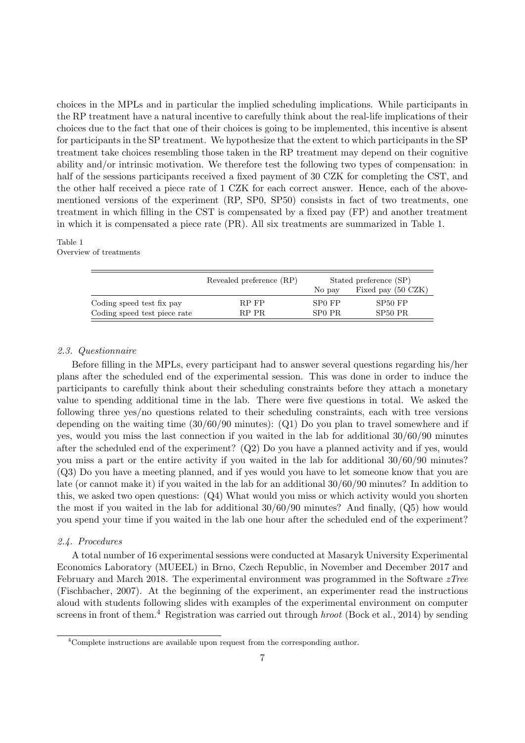choices in the MPLs and in particular the implied scheduling implications. While participants in the RP treatment have a natural incentive to carefully think about the real-life implications of their choices due to the fact that one of their choices is going to be implemented, this incentive is absent for participants in the SP treatment. We hypothesize that the extent to which participants in the SP treatment take choices resembling those taken in the RP treatment may depend on their cognitive ability and/or intrinsic motivation. We therefore test the following two types of compensation: in half of the sessions participants received a fixed payment of 30 CZK for completing the CST, and the other half received a piece rate of 1 CZK for each correct answer. Hence, each of the above-mentioned versions of the experiment (RP, SP0, SP50) consists in fact of two treatments, one treatment in which filling in the CST is compensated by a fixed pay (FP) and another treatment in which it is compensated a piece rate (PR). All six treatments are summarized in Table 1.

Table 1
Overview of treatments

| | Revealed preference (RP) | Stated preference (SP) | |
|---|---|---|---|
| | | No pay | Fixed pay (50 CZK) |
| Coding speed test fix pay | RP FP | SP0 FP | SP50 FP |
| Coding speed test piece rate | RP PR | SP0 PR | SP50 PR |

### 2.3. Questionnaire

Before filling in the MPLs, every participant had to answer several questions regarding his/her plans after the scheduled end of the experimental session. This was done in order to induce the participants to carefully think about their scheduling constraints before they attach a monetary value to spending additional time in the lab. There were five questions in total. We asked the following three yes/no questions related to their scheduling constraints, each with tree versions depending on the waiting time (30/60/90 minutes): (Q1) Do you plan to travel somewhere and if yes, would you miss the last connection if you waited in the lab for additional 30/60/90 minutes after the scheduled end of the experiment? (Q2) Do you have a planned activity and if yes, would you miss a part or the entire activity if you waited in the lab for additional 30/60/90 minutes? (Q3) Do you have a meeting planned, and if yes would you have to let someone know that you are late (or cannot make it) if you waited in the lab for an additional 30/60/90 minutes? In addition to this, we asked two open questions: (Q4) What would you miss or which activity would you shorten the most if you waited in the lab for additional 30/60/90 minutes? And finally, (Q5) how would you spend your time if you waited in the lab one hour after the scheduled end of the experiment?

### 2.4. Procedures

A total number of 16 experimental sessions were conducted at Masaryk University Experimental Economics Laboratory (MUEEL) in Brno, Czech Republic, in November and December 2017 and February and March 2018. The experimental environment was programmed in the Software *zTree* (Fischbacher, 2007). At the beginning of the experiment, an experimenter read the instructions aloud with students following slides with examples of the experimental environment on computer screens in front of them.[4] Registration was carried out through *hroot* (Bock et al., 2014) by sending

[4]Complete instructions are available upon request from the corresponding author.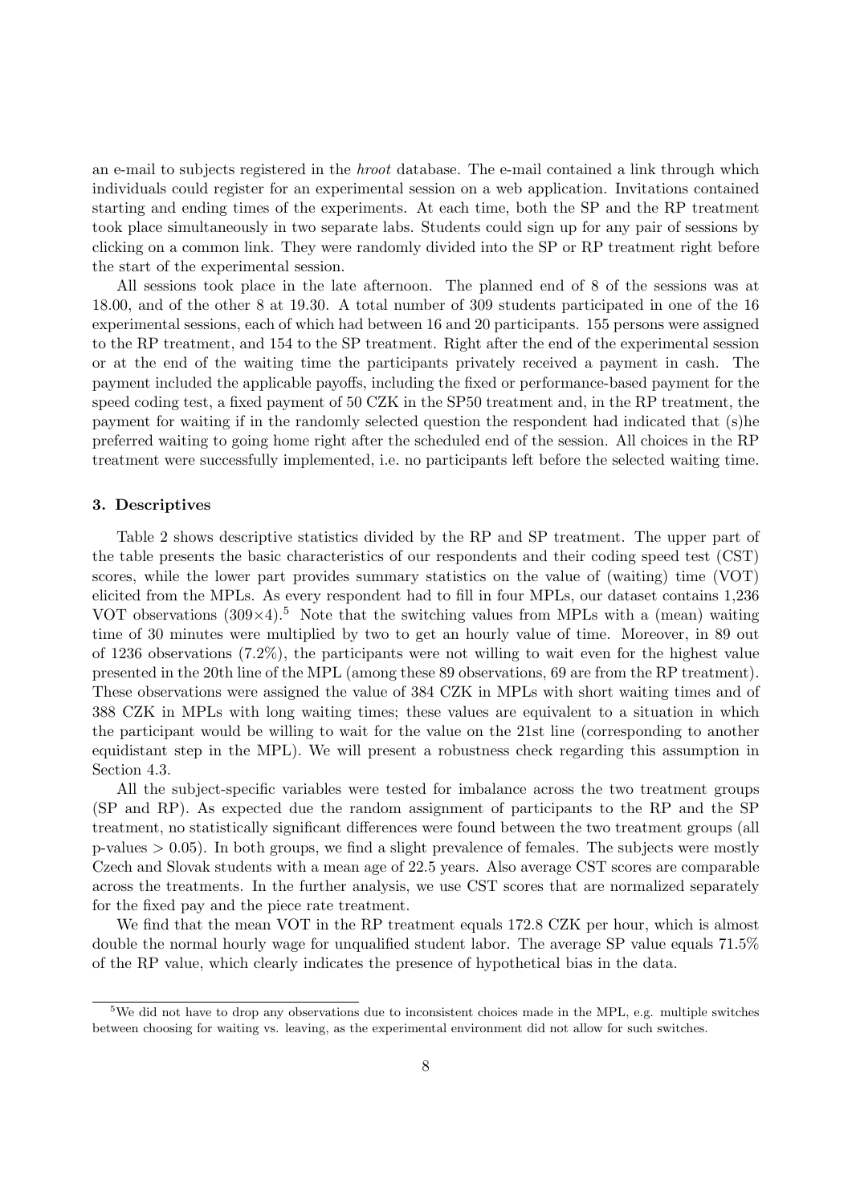an e-mail to subjects registered in the *hroot* database. The e-mail contained a link through which individuals could register for an experimental session on a web application. Invitations contained starting and ending times of the experiments. At each time, both the SP and the RP treatment took place simultaneously in two separate labs. Students could sign up for any pair of sessions by clicking on a common link. They were randomly divided into the SP or RP treatment right before the start of the experimental session.

All sessions took place in the late afternoon. The planned end of 8 of the sessions was at 18.00, and of the other 8 at 19.30. A total number of 309 students participated in one of the 16 experimental sessions, each of which had between 16 and 20 participants. 155 persons were assigned to the RP treatment, and 154 to the SP treatment. Right after the end of the experimental session or at the end of the waiting time the participants privately received a payment in cash. The payment included the applicable payoffs, including the fixed or performance-based payment for the speed coding test, a fixed payment of 50 CZK in the SP50 treatment and, in the RP treatment, the payment for waiting if in the randomly selected question the respondent had indicated that (s)he preferred waiting to going home right after the scheduled end of the session. All choices in the RP treatment were successfully implemented, i.e. no participants left before the selected waiting time.

### 3. Descriptives

Table 2 shows descriptive statistics divided by the RP and SP treatment. The upper part of the table presents the basic characteristics of our respondents and their coding speed test (CST) scores, while the lower part provides summary statistics on the value of (waiting) time (VOT) elicited from the MPLs. As every respondent had to fill in four MPLs, our dataset contains 1,236 VOT observations ($309 \times 4$).[5] Note that the switching values from MPLs with a (mean) waiting time of 30 minutes were multiplied by two to get an hourly value of time. Moreover, in 89 out of 1236 observations (7.2%), the participants were not willing to wait even for the highest value presented in the 20th line of the MPL (among these 89 observations, 69 are from the RP treatment). These observations were assigned the value of 384 CZK in MPLs with short waiting times and of 388 CZK in MPLs with long waiting times; these values are equivalent to a situation in which the participant would be willing to wait for the value on the 21st line (corresponding to another equidistant step in the MPL). We will present a robustness check regarding this assumption in Section 4.3.

All the subject-specific variables were tested for imbalance across the two treatment groups (SP and RP). As expected due the random assignment of participants to the RP and the SP treatment, no statistically significant differences were found between the two treatment groups (all p-values $> 0.05$). In both groups, we find a slight prevalence of females. The subjects were mostly Czech and Slovak students with a mean age of 22.5 years. Also average CST scores are comparable across the treatments. In the further analysis, we use CST scores that are normalized separately for the fixed pay and the piece rate treatment.

We find that the mean VOT in the RP treatment equals 172.8 CZK per hour, which is almost double the normal hourly wage for unqualified student labor. The average SP value equals 71.5% of the RP value, which clearly indicates the presence of hypothetical bias in the data.

[5] We did not have to drop any observations due to inconsistent choices made in the MPL, e.g. multiple switches between choosing for waiting vs. leaving, as the experimental environment did not allow for such switches.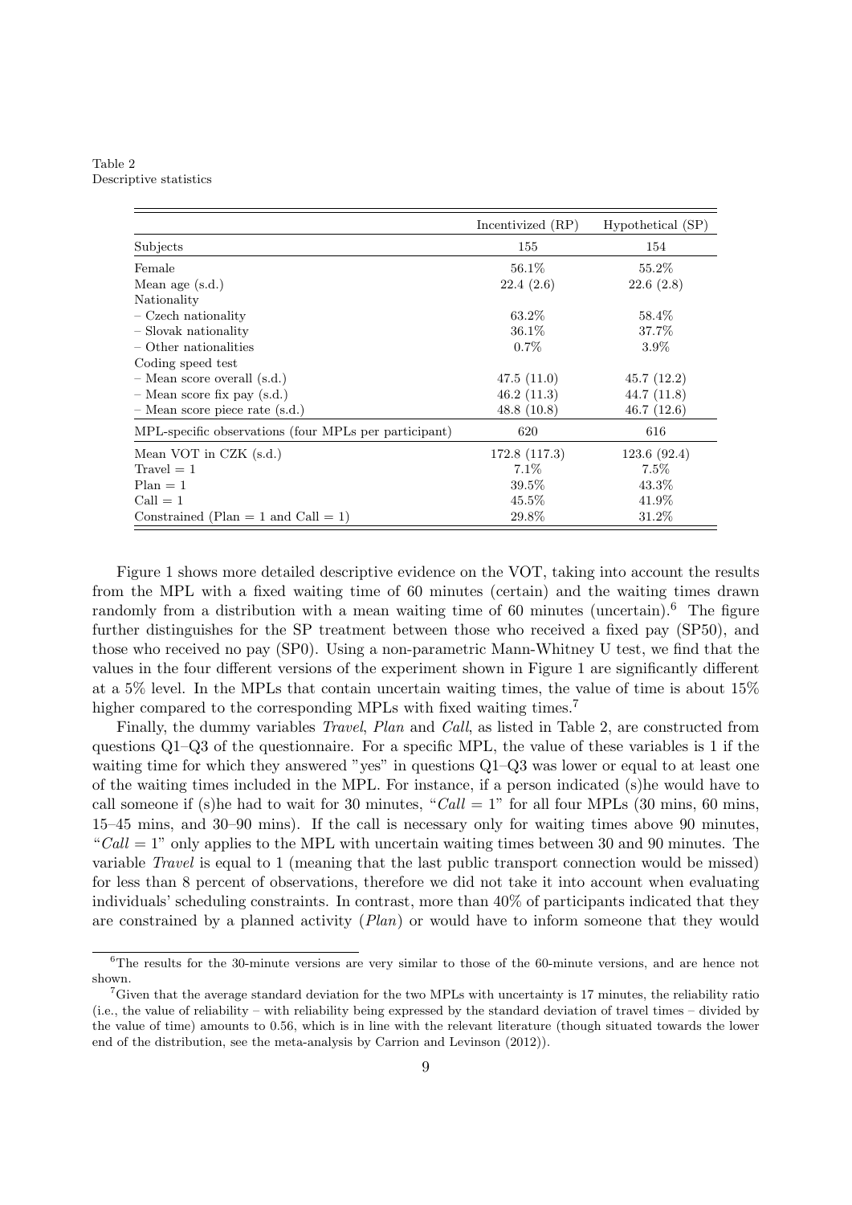Table 2
Descriptive statistics

| | Incentivized (RP) | Hypothetical (SP) |
|---|---|---|
| Subjects | 155 | 154 |
| Female | 56.1% | 55.2% |
| Mean age (s.d.) | 22.4 (2.6) | 22.6 (2.8) |
| Nationality | | |
| – Czech nationality | 63.2% | 58.4% |
| – Slovak nationality | 36.1% | 37.7% |
| – Other nationalities | 0.7% | 3.9% |
| Coding speed test | | |
| – Mean score overall (s.d.) | 47.5 (11.0) | 45.7 (12.2) |
| – Mean score fix pay (s.d.) | 46.2 (11.3) | 44.7 (11.8) |
| – Mean score piece rate (s.d.) | 48.8 (10.8) | 46.7 (12.6) |
| MPL-specific observations (four MPLs per participant) | 620 | 616 |
| Mean VOT in CZK (s.d.) | 172.8 (117.3) | 123.6 (92.4) |
| Travel = 1 | 7.1% | 7.5% |
| Plan = 1 | 39.5% | 43.3% |
| Call = 1 | 45.5% | 41.9% |
| Constrained (Plan = 1 and Call = 1) | 29.8% | 31.2% |

Figure 1 shows more detailed descriptive evidence on the VOT, taking into account the results from the MPL with a fixed waiting time of 60 minutes (certain) and the waiting times drawn randomly from a distribution with a mean waiting time of 60 minutes (uncertain).[6] The figure further distinguishes for the SP treatment between those who received a fixed pay (SP50), and those who received no pay (SP0). Using a non-parametric Mann-Whitney U test, we find that the values in the four different versions of the experiment shown in Figure 1 are significantly different at a 5% level. In the MPLs that contain uncertain waiting times, the value of time is about 15% higher compared to the corresponding MPLs with fixed waiting times.[7]

Finally, the dummy variables *Travel*, *Plan* and *Call*, as listed in Table 2, are constructed from questions Q1–Q3 of the questionnaire. For a specific MPL, the value of these variables is 1 if the waiting time for which they answered "yes" in questions Q1–Q3 was lower or equal to at least one of the waiting times included in the MPL. For instance, if a person indicated (s)he would have to call someone if (s)he had to wait for 30 minutes, "*Call* = 1" for all four MPLs (30 mins, 60 mins, 15–45 mins, and 30–90 mins). If the call is necessary only for waiting times above 90 minutes, "*Call* = 1" only applies to the MPL with uncertain waiting times between 30 and 90 minutes. The variable *Travel* is equal to 1 (meaning that the last public transport connection would be missed) for less than 8 percent of observations, therefore we did not take it into account when evaluating individuals' scheduling constraints. In contrast, more than 40% of participants indicated that they are constrained by a planned activity (*Plan*) or would have to inform someone that they would

[6] The results for the 30-minute versions are very similar to those of the 60-minute versions, and are hence not shown.

[7] Given that the average standard deviation for the two MPLs with uncertainty is 17 minutes, the reliability ratio (i.e., the value of reliability – with reliability being expressed by the standard deviation of travel times – divided by the value of time) amounts to 0.56, which is in line with the relevant literature (though situated towards the lower end of the distribution, see the meta-analysis by Carrion and Levinson (2012)).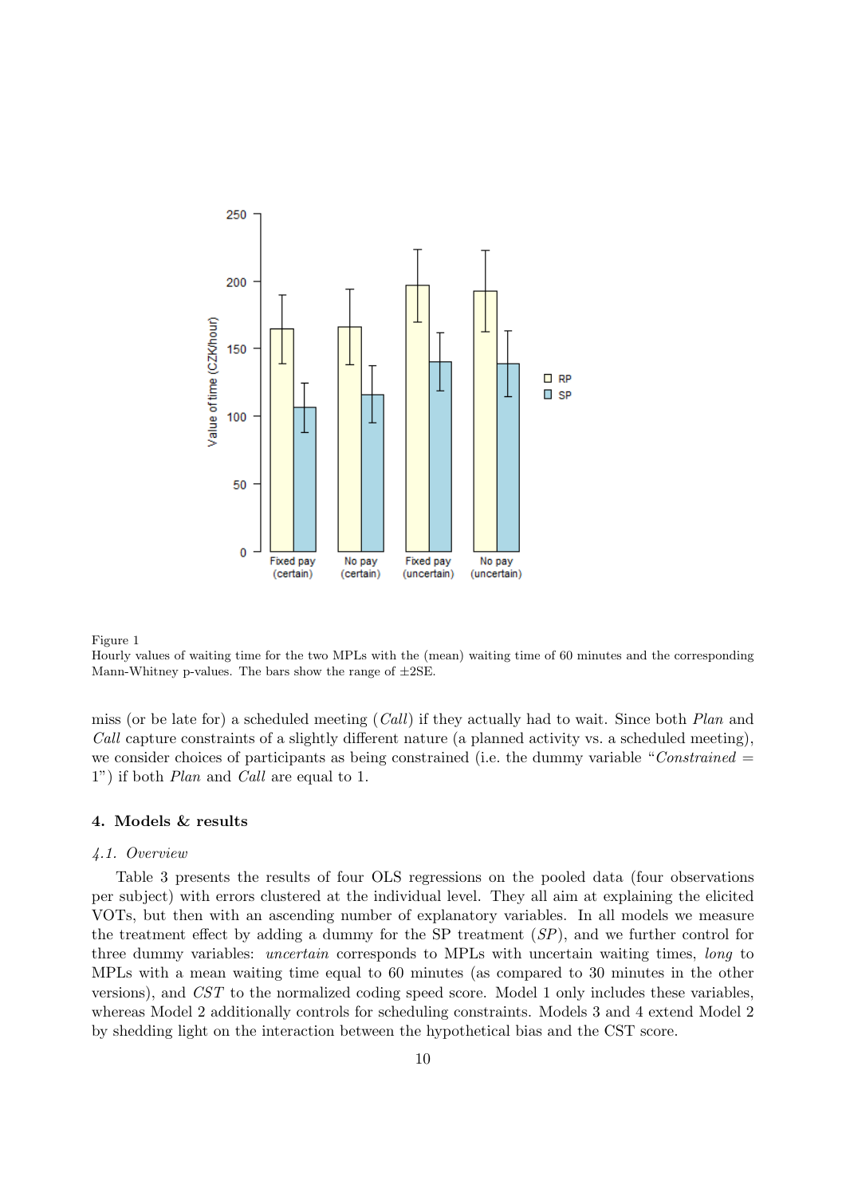Figure 1
Hourly values of waiting time for the two MPLs with the (mean) waiting time of 60 minutes and the corresponding Mann-Whitney p-values. The bars show the range of ±2SE.

miss (or be late for) a scheduled meeting (*Call*) if they actually had to wait. Since both *Plan* and *Call* capture constraints of a slightly different nature (a planned activity vs. a scheduled meeting), we consider choices of participants as being constrained (i.e. the dummy variable "*Constrained* = 1") if both *Plan* and *Call* are equal to 1.

## 4. Models & results

### 4.1. Overview

Table 3 presents the results of four OLS regressions on the pooled data (four observations per subject) with errors clustered at the individual level. They all aim at explaining the elicited VOTs, but then with an ascending number of explanatory variables. In all models we measure the treatment effect by adding a dummy for the SP treatment (*SP*), and we further control for three dummy variables: *uncertain* corresponds to MPLs with uncertain waiting times, *long* to MPLs with a mean waiting time equal to 60 minutes (as compared to 30 minutes in the other versions), and *CST* to the normalized coding speed score. Model 1 only includes these variables, whereas Model 2 additionally controls for scheduling constraints. Models 3 and 4 extend Model 2 by shedding light on the interaction between the hypothetical bias and the CST score.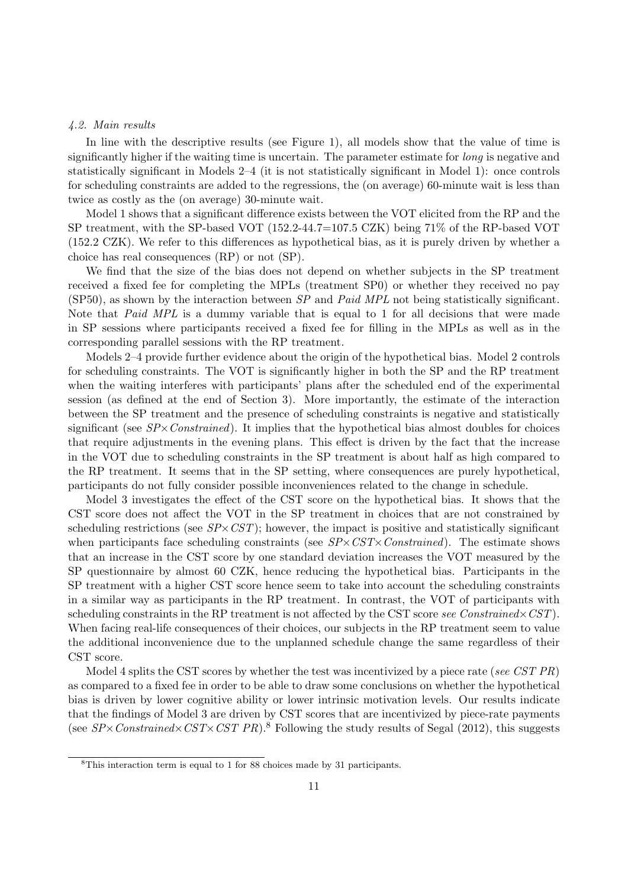### 4.2. Main results

In line with the descriptive results (see Figure 1), all models show that the value of time is significantly higher if the waiting time is uncertain. The parameter estimate for *long* is negative and statistically significant in Models 2–4 (it is not statistically significant in Model 1): once controls for scheduling constraints are added to the regressions, the (on average) 60-minute wait is less than twice as costly as the (on average) 30-minute wait.

Model 1 shows that a significant difference exists between the VOT elicited from the RP and the SP treatment, with the SP-based VOT (152.2-44.7=107.5 CZK) being 71% of the RP-based VOT (152.2 CZK). We refer to this differences as hypothetical bias, as it is purely driven by whether a choice has real consequences (RP) or not (SP).

We find that the size of the bias does not depend on whether subjects in the SP treatment received a fixed fee for completing the MPLs (treatment SP0) or whether they received no pay (SP50), as shown by the interaction between *SP* and *Paid MPL* not being statistically significant. Note that *Paid MPL* is a dummy variable that is equal to 1 for all decisions that were made in SP sessions where participants received a fixed fee for filling in the MPLs as well as in the corresponding parallel sessions with the RP treatment.

Models 2–4 provide further evidence about the origin of the hypothetical bias. Model 2 controls for scheduling constraints. The VOT is significantly higher in both the SP and the RP treatment when the waiting interferes with participants' plans after the scheduled end of the experimental session (as defined at the end of Section 3). More importantly, the estimate of the interaction between the SP treatment and the presence of scheduling constraints is negative and statistically significant (see *SP×Constrained*). It implies that the hypothetical bias almost doubles for choices that require adjustments in the evening plans. This effect is driven by the fact that the increase in the VOT due to scheduling constraints in the SP treatment is about half as high compared to the RP treatment. It seems that in the SP setting, where consequences are purely hypothetical, participants do not fully consider possible inconveniences related to the change in schedule.

Model 3 investigates the effect of the CST score on the hypothetical bias. It shows that the CST score does not affect the VOT in the SP treatment in choices that are not constrained by scheduling restrictions (see *SP×CST*); however, the impact is positive and statistically significant when participants face scheduling constraints (see *SP×CST×Constrained*). The estimate shows that an increase in the CST score by one standard deviation increases the VOT measured by the SP questionnaire by almost 60 CZK, hence reducing the hypothetical bias. Participants in the SP treatment with a higher CST score hence seem to take into account the scheduling constraints in a similar way as participants in the RP treatment. In contrast, the VOT of participants with scheduling constraints in the RP treatment is not affected by the CST score *see Constrained×CST*). When facing real-life consequences of their choices, our subjects in the RP treatment seem to value the additional inconvenience due to the unplanned schedule change the same regardless of their CST score.

Model 4 splits the CST scores by whether the test was incentivized by a piece rate (*see CST PR*) as compared to a fixed fee in order to be able to draw some conclusions on whether the hypothetical bias is driven by lower cognitive ability or lower intrinsic motivation levels. Our results indicate that the findings of Model 3 are driven by CST scores that are incentivized by piece-rate payments (see *SP×Constrained×CST×CST PR*).[8] Following the study results of Segal (2012), this suggests

[8] This interaction term is equal to 1 for 88 choices made by 31 participants.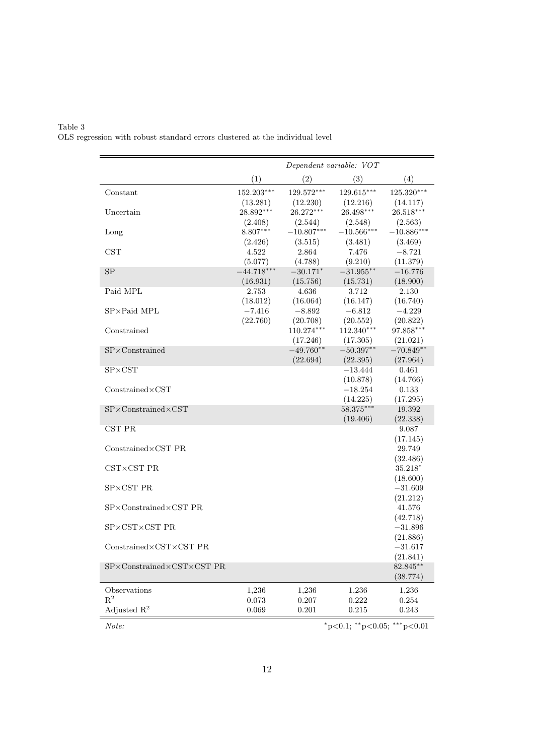Table 3
OLS regression with robust standard errors clustered at the individual level

| | *Dependent variable: VOT* | | | |
|---|---|---|---|---|
| | (1) | (2) | (3) | (4) |
| Constant | 152.203*** | 129.572*** | 129.615*** | 125.320*** |
| | (13.281) | (12.230) | (12.216) | (14.117) |
| Uncertain | 28.892*** | 26.272*** | 26.498*** | 26.518*** |
| | (2.408) | (2.544) | (2.548) | (2.563) |
| Long | 8.807*** | −10.807*** | −10.566*** | −10.886*** |
| | (2.426) | (3.515) | (3.481) | (3.469) |
| CST | 4.522 | 2.864 | 7.476 | −8.721 |
| | (5.077) | (4.788) | (9.210) | (11.379) |
| SP | −44.718*** | −30.171* | −31.955** | −16.776 |
| | (16.931) | (15.756) | (15.731) | (18.900) |
| Paid MPL | 2.753 | 4.636 | 3.712 | 2.130 |
| | (18.012) | (16.064) | (16.147) | (16.740) |
| SP×Paid MPL | −7.416 | −8.892 | −6.812 | −4.229 |
| | (22.760) | (20.708) | (20.552) | (20.822) |
| Constrained | | 110.274*** | 112.340*** | 97.858*** |
| | | (17.246) | (17.305) | (21.021) |
| SP×Constrained | | −49.760** | −50.397** | −70.849** |
| | | (22.694) | (22.395) | (27.964) |
| SP×CST | | | −13.444 | 0.461 |
| | | | (10.878) | (14.766) |
| Constrained×CST | | | −18.254 | 0.133 |
| | | | (14.225) | (17.295) |
| SP×Constrained×CST | | | 58.375*** | 19.392 |
| | | | (19.406) | (22.338) |
| CST PR | | | | 9.087 |
| | | | | (17.145) |
| Constrained×CST PR | | | | 29.749 |
| | | | | (32.486) |
| CST×CST PR | | | | 35.218* |
| | | | | (18.600) |
| SP×CST PR | | | | −31.609 |
| | | | | (21.212) |
| SP×Constrained×CST PR | | | | 41.576 |
| | | | | (42.718) |
| SP×CST×CST PR | | | | −31.896 |
| | | | | (21.886) |
| Constrained×CST×CST PR | | | | −31.617 |
| | | | | (21.841) |
| SP×Constrained×CST×CST PR | | | | 82.845** |
| | | | | (38.774) |
| Observations | 1,236 | 1,236 | 1,236 | 1,236 |
| $R^2$ | 0.073 | 0.207 | 0.222 | 0.254 |
| Adjusted $R^2$ | 0.069 | 0.201 | 0.215 | 0.243 |

*Note:* *p<0.1; **p<0.05; ***p<0.01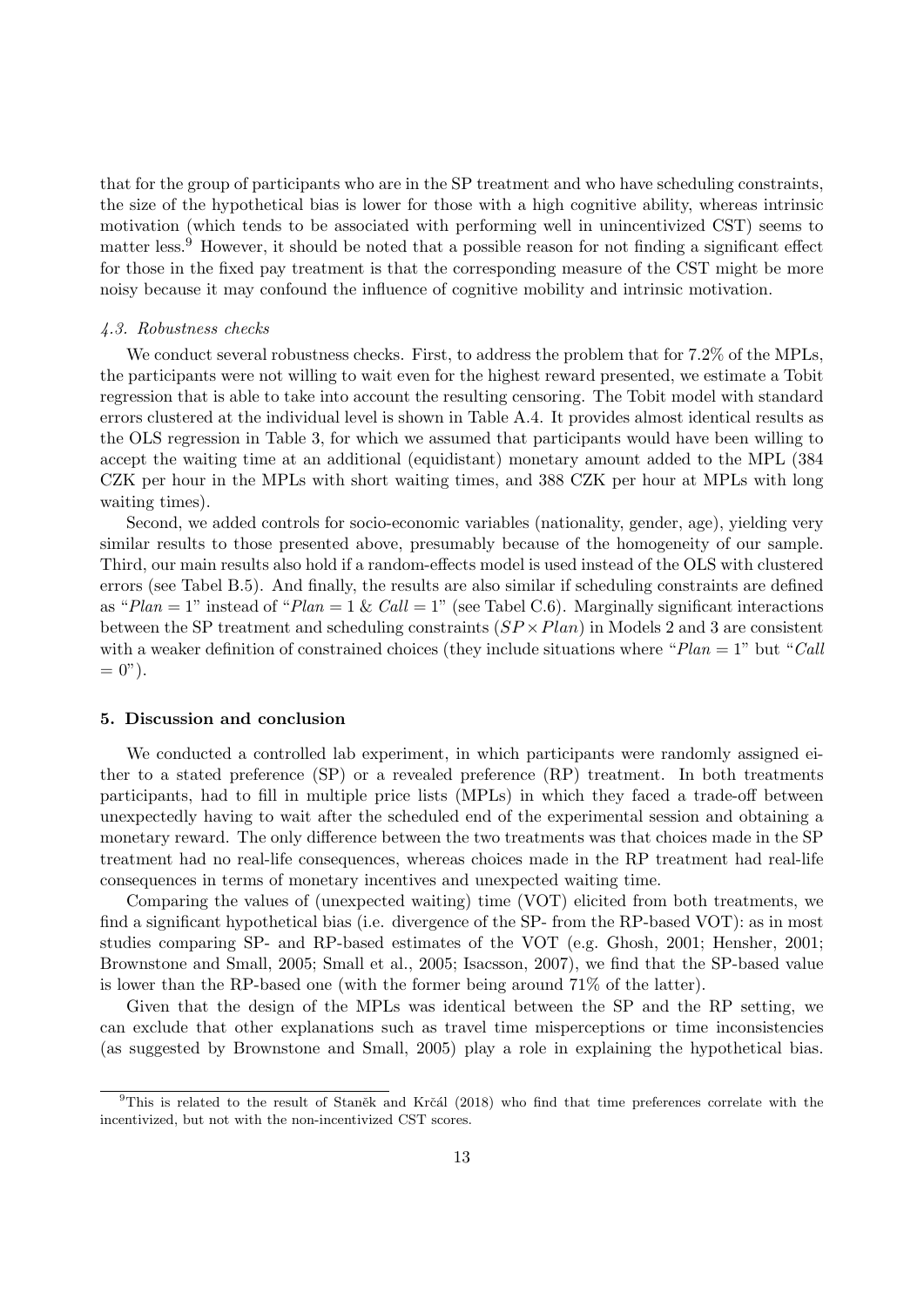that for the group of participants who are in the SP treatment and who have scheduling constraints, the size of the hypothetical bias is lower for those with a high cognitive ability, whereas intrinsic motivation (which tends to be associated with performing well in unincentivized CST) seems to matter less.[9] However, it should be noted that a possible reason for not finding a significant effect for those in the fixed pay treatment is that the corresponding measure of the CST might be more noisy because it may confound the influence of cognitive mobility and intrinsic motivation.

### *4.3. Robustness checks*

We conduct several robustness checks. First, to address the problem that for 7.2% of the MPLs, the participants were not willing to wait even for the highest reward presented, we estimate a Tobit regression that is able to take into account the resulting censoring. The Tobit model with standard errors clustered at the individual level is shown in Table A.4. It provides almost identical results as the OLS regression in Table 3, for which we assumed that participants would have been willing to accept the waiting time at an additional (equidistant) monetary amount added to the MPL (384 CZK per hour in the MPLs with short waiting times, and 388 CZK per hour at MPLs with long waiting times).

Second, we added controls for socio-economic variables (nationality, gender, age), yielding very similar results to those presented above, presumably because of the homogeneity of our sample. Third, our main results also hold if a random-effects model is used instead of the OLS with clustered errors (see Tabel B.5). And finally, the results are also similar if scheduling constraints are defined as "$Plan = 1$" instead of "$Plan = 1$ & $Call = 1$" (see Tabel C.6). Marginally significant interactions between the SP treatment and scheduling constraints ($SP \times Plan$) in Models 2 and 3 are consistent with a weaker definition of constrained choices (they include situations where "$Plan = 1$" but "$Call = 0$").

## 5. Discussion and conclusion

We conducted a controlled lab experiment, in which participants were randomly assigned either to a stated preference (SP) or a revealed preference (RP) treatment. In both treatments participants, had to fill in multiple price lists (MPLs) in which they faced a trade-off between unexpectedly having to wait after the scheduled end of the experimental session and obtaining a monetary reward. The only difference between the two treatments was that choices made in the SP treatment had no real-life consequences, whereas choices made in the RP treatment had real-life consequences in terms of monetary incentives and unexpected waiting time.

Comparing the values of (unexpected waiting) time (VOT) elicited from both treatments, we find a significant hypothetical bias (i.e. divergence of the SP- from the RP-based VOT): as in most studies comparing SP- and RP-based estimates of the VOT (e.g. Ghosh, 2001; Hensher, 2001; Brownstone and Small, 2005; Small et al., 2005; Isacsson, 2007), we find that the SP-based value is lower than the RP-based one (with the former being around 71% of the latter).

Given that the design of the MPLs was identical between the SP and the RP setting, we can exclude that other explanations such as travel time misperceptions or time inconsistencies (as suggested by Brownstone and Small, 2005) play a role in explaining the hypothetical bias.

[9] This is related to the result of Staněk and Krčál (2018) who find that time preferences correlate with the incentivized, but not with the non-incentivized CST scores.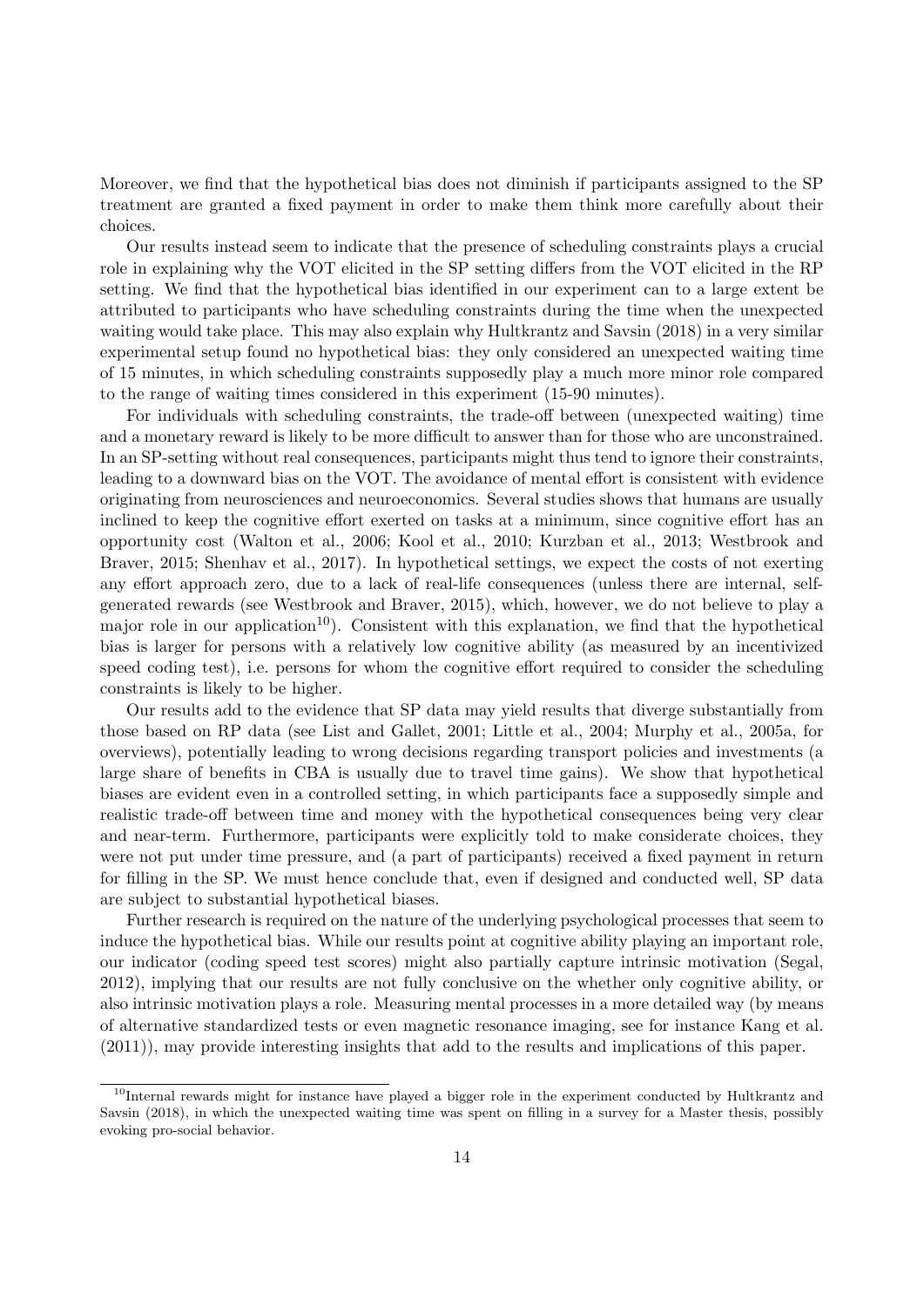Moreover, we find that the hypothetical bias does not diminish if participants assigned to the SP treatment are granted a fixed payment in order to make them think more carefully about their choices.

Our results instead seem to indicate that the presence of scheduling constraints plays a crucial role in explaining why the VOT elicited in the SP setting differs from the VOT elicited in the RP setting. We find that the hypothetical bias identified in our experiment can to a large extent be attributed to participants who have scheduling constraints during the time when the unexpected waiting would take place. This may also explain why Hultkrantz and Savsin (2018) in a very similar experimental setup found no hypothetical bias: they only considered an unexpected waiting time of 15 minutes, in which scheduling constraints supposedly play a much more minor role compared to the range of waiting times considered in this experiment (15-90 minutes).

For individuals with scheduling constraints, the trade-off between (unexpected waiting) time and a monetary reward is likely to be more difficult to answer than for those who are unconstrained. In an SP-setting without real consequences, participants might thus tend to ignore their constraints, leading to a downward bias on the VOT. The avoidance of mental effort is consistent with evidence originating from neurosciences and neuroeconomics. Several studies shows that humans are usually inclined to keep the cognitive effort exerted on tasks at a minimum, since cognitive effort has an opportunity cost (Walton et al., 2006; Kool et al., 2010; Kurzban et al., 2013; Westbrook and Braver, 2015; Shenhav et al., 2017). In hypothetical settings, we expect the costs of not exerting any effort approach zero, due to a lack of real-life consequences (unless there are internal, self-generated rewards (see Westbrook and Braver, 2015), which, however, we do not believe to play a major role in our application[10]). Consistent with this explanation, we find that the hypothetical bias is larger for persons with a relatively low cognitive ability (as measured by an incentivized speed coding test), i.e. persons for whom the cognitive effort required to consider the scheduling constraints is likely to be higher.

Our results add to the evidence that SP data may yield results that diverge substantially from those based on RP data (see List and Gallet, 2001; Little et al., 2004; Murphy et al., 2005a, for overviews), potentially leading to wrong decisions regarding transport policies and investments (a large share of benefits in CBA is usually due to travel time gains). We show that hypothetical biases are evident even in a controlled setting, in which participants face a supposedly simple and realistic trade-off between time and money with the hypothetical consequences being very clear and near-term. Furthermore, participants were explicitly told to make considerate choices, they were not put under time pressure, and (a part of participants) received a fixed payment in return for filling in the SP. We must hence conclude that, even if designed and conducted well, SP data are subject to substantial hypothetical biases.

Further research is required on the nature of the underlying psychological processes that seem to induce the hypothetical bias. While our results point at cognitive ability playing an important role, our indicator (coding speed test scores) might also partially capture intrinsic motivation (Segal, 2012), implying that our results are not fully conclusive on the whether only cognitive ability, or also intrinsic motivation plays a role. Measuring mental processes in a more detailed way (by means of alternative standardized tests or even magnetic resonance imaging, see for instance Kang et al. (2011)), may provide interesting insights that add to the results and implications of this paper.

[10]Internal rewards might for instance have played a bigger role in the experiment conducted by Hultkrantz and Savsin (2018), in which the unexpected waiting time was spent on filling in a survey for a Master thesis, possibly evoking pro-social behavior.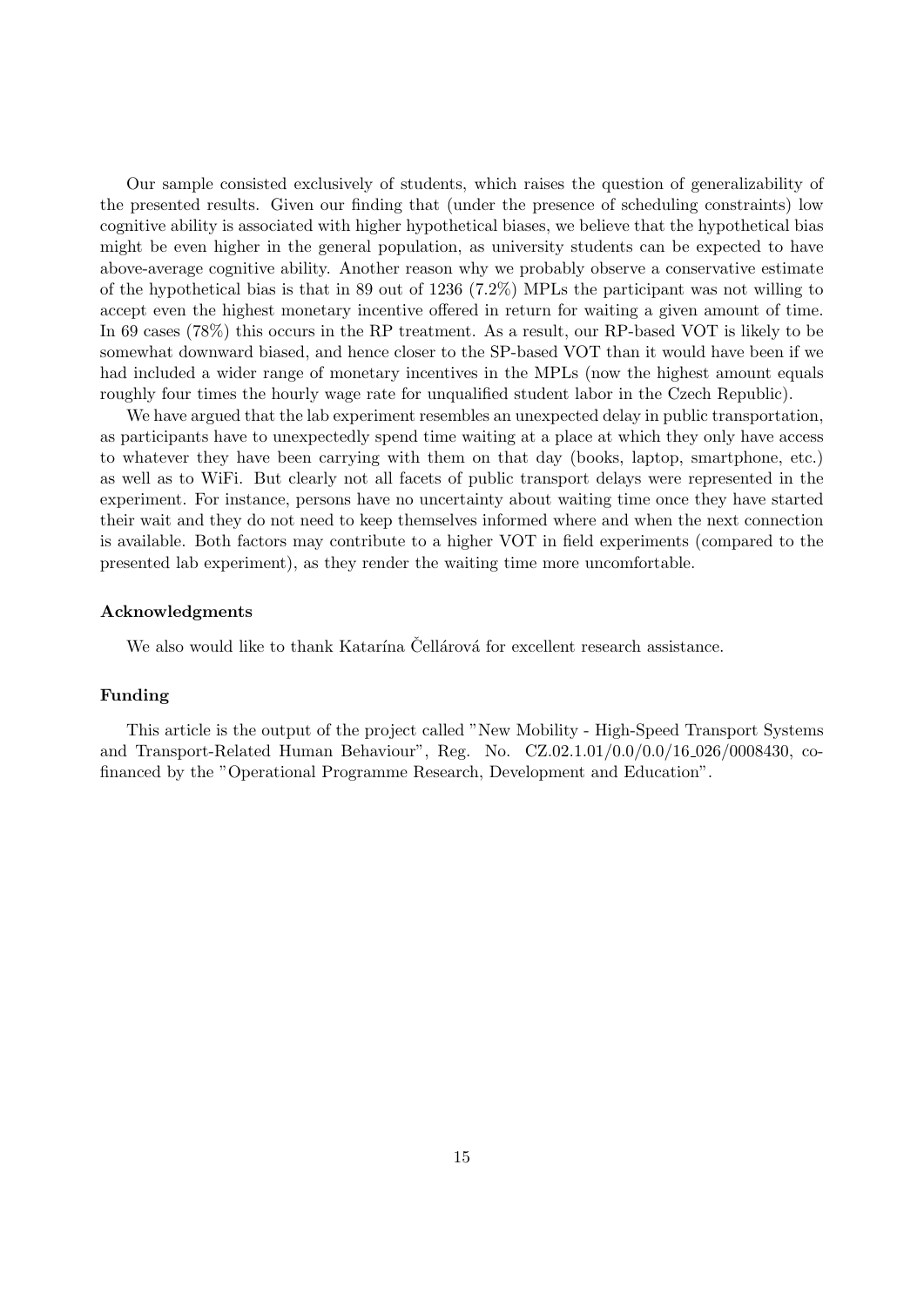Our sample consisted exclusively of students, which raises the question of generalizability of the presented results. Given our finding that (under the presence of scheduling constraints) low cognitive ability is associated with higher hypothetical biases, we believe that the hypothetical bias might be even higher in the general population, as university students can be expected to have above-average cognitive ability. Another reason why we probably observe a conservative estimate of the hypothetical bias is that in 89 out of 1236 (7.2%) MPLs the participant was not willing to accept even the highest monetary incentive offered in return for waiting a given amount of time. In 69 cases (78%) this occurs in the RP treatment. As a result, our RP-based VOT is likely to be somewhat downward biased, and hence closer to the SP-based VOT than it would have been if we had included a wider range of monetary incentives in the MPLs (now the highest amount equals roughly four times the hourly wage rate for unqualified student labor in the Czech Republic).

We have argued that the lab experiment resembles an unexpected delay in public transportation, as participants have to unexpectedly spend time waiting at a place at which they only have access to whatever they have been carrying with them on that day (books, laptop, smartphone, etc.) as well as to WiFi. But clearly not all facets of public transport delays were represented in the experiment. For instance, persons have no uncertainty about waiting time once they have started their wait and they do not need to keep themselves informed where and when the next connection is available. Both factors may contribute to a higher VOT in field experiments (compared to the presented lab experiment), as they render the waiting time more uncomfortable.

### Acknowledgments

We also would like to thank Katarína Čellárová for excellent research assistance.

### Funding

This article is the output of the project called "New Mobility - High-Speed Transport Systems and Transport-Related Human Behaviour", Reg. No. CZ.02.1.01/0.0/0.0/16_026/0008430, co-financed by the "Operational Programme Research, Development and Education".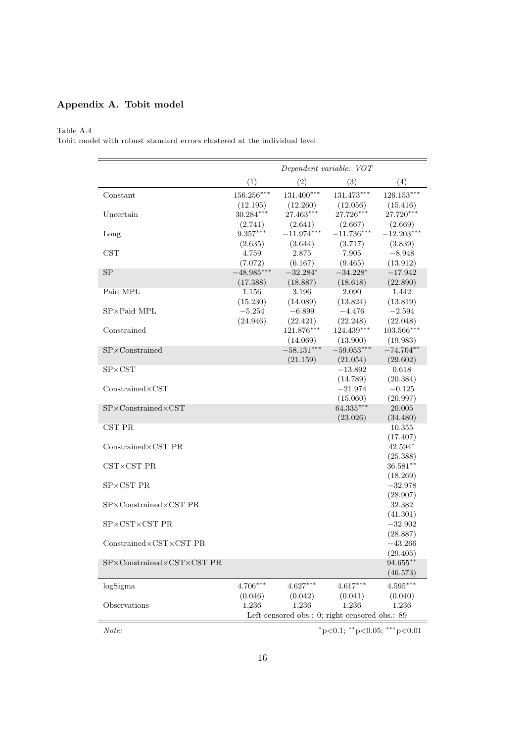## Appendix A. Tobit model

Table A.4
Tobit model with robust standard errors clustered at the individual level

| | *Dependent variable: VOT* | | | |
|---|---|---|---|---|
| | (1) | (2) | (3) | (4) |
| Constant | 156.256*** | 131.400*** | 131.473*** | 126.153*** |
| | (12.195) | (12.260) | (12.056) | (15.416) |
| Uncertain | 30.284*** | 27.463*** | 27.726*** | 27.720*** |
| | (2.741) | (2.641) | (2.667) | (2.669) |
| Long | 9.357*** | −11.974*** | −11.736*** | −12.203*** |
| | (2.635) | (3.644) | (3.717) | (3.839) |
| CST | 4.759 | 2.875 | 7.905 | −8.948 |
| | (7.072) | (6.167) | (9.465) | (13.912) |
| SP | −48.985*** | −32.284* | −34.228* | −17.942 |
| | (17.388) | (18.887) | (18.618) | (22.890) |
| Paid MPL | 1.156 | 3.196 | 2.090 | 1.442 |
| | (15.230) | (14.089) | (13.824) | (13.819) |
| SP×Paid MPL | −5.254 | −6.899 | −4.476 | −2.594 |
| | (24.946) | (22.421) | (22.248) | (22.048) |
| Constrained | | 121.876*** | 124.439*** | 103.566*** |
| | | (14.069) | (13.900) | (19.983) |
| SP×Constrained | | −58.131*** | −59.053*** | −74.704** |
| | | (21.159) | (21.054) | (29.602) |
| SP×CST | | | −13.892 | 0.618 |
| | | | (14.789) | (20.384) |
| Constrained×CST | | | −21.974 | −0.125 |
| | | | (15.060) | (20.997) |
| SP×Constrained×CST | | | 64.335*** | 20.005 |
| | | | (23.026) | (34.480) |
| CST PR | | | | 10.355 |
| | | | | (17.407) |
| Constrained×CST PR | | | | 42.594* |
| | | | | (25.388) |
| CST×CST PR | | | | 36.581** |
| | | | | (18.269) |
| SP×CST PR | | | | −32.978 |
| | | | | (28.907) |
| SP×Constrained×CST PR | | | | 32.382 |
| | | | | (41.301) |
| SP×CST×CST PR | | | | −32.902 |
| | | | | (28.887) |
| Constrained×CST×CST PR | | | | −43.266 |
| | | | | (29.405) |
| SP×Constrained×CST×CST PR | | | | 94.655** |
| | | | | (46.573) |
| logSigma | 4.706*** | 4.627*** | 4.617*** | 4.595*** |
| | (0.046) | (0.042) | (0.041) | (0.040) |
| Observations | 1,236 | 1,236 | 1,236 | 1,236 |
| | Left-censored obs.: 0; right-censored obs.: 89 | | | |

*Note:* *p<0.1; **p<0.05; ***p<0.01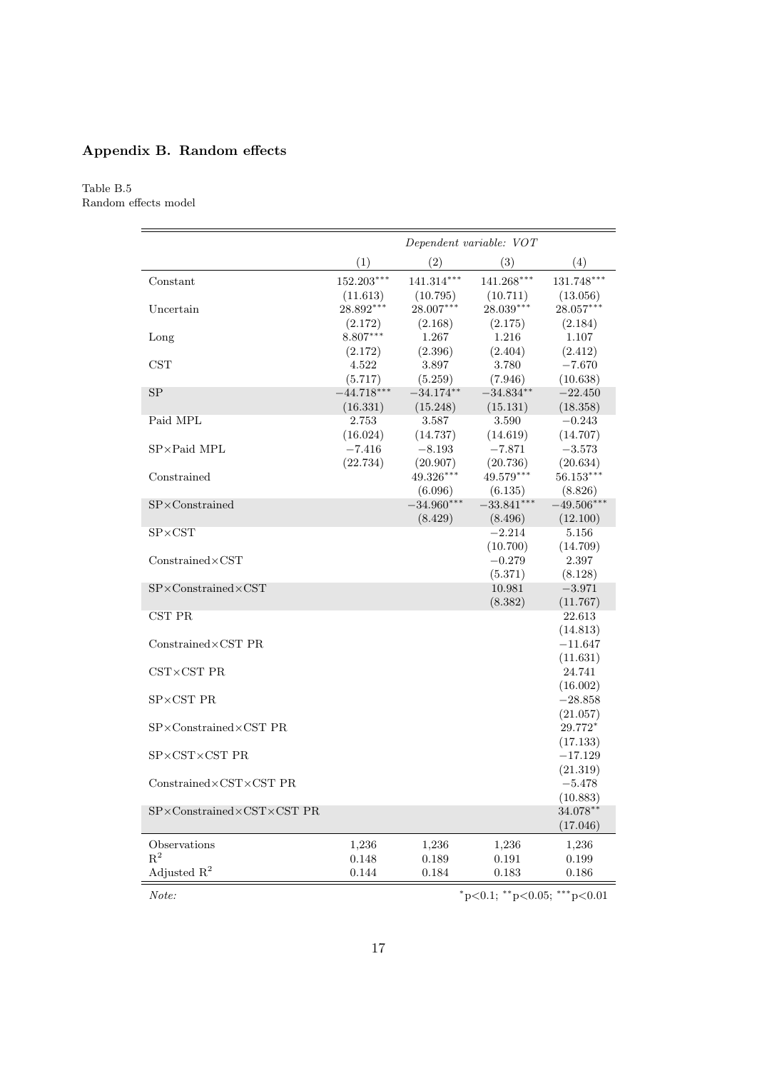## Appendix B. Random effects

Table B.5
Random effects model

| | *Dependent variable: VOT* | | | |
|---|---|---|---|---|
| | (1) | (2) | (3) | (4) |
| Constant | 152.203*** | 141.314*** | 141.268*** | 131.748*** |
| | (11.613) | (10.795) | (10.711) | (13.056) |
| Uncertain | 28.892*** | 28.007*** | 28.039*** | 28.057*** |
| | (2.172) | (2.168) | (2.175) | (2.184) |
| Long | 8.807*** | 1.267 | 1.216 | 1.107 |
| | (2.172) | (2.396) | (2.404) | (2.412) |
| CST | 4.522 | 3.897 | 3.780 | −7.670 |
| | (5.717) | (5.259) | (7.946) | (10.638) |
| SP | −44.718*** | −34.174** | −34.834** | −22.450 |
| | (16.331) | (15.248) | (15.131) | (18.358) |
| Paid MPL | 2.753 | 3.587 | 3.590 | −0.243 |
| | (16.024) | (14.737) | (14.619) | (14.707) |
| SP×Paid MPL | −7.416 | −8.193 | −7.871 | −3.573 |
| | (22.734) | (20.907) | (20.736) | (20.634) |
| Constrained | | 49.326*** | 49.579*** | 56.153*** |
| | | (6.096) | (6.135) | (8.826) |
| SP×Constrained | | −34.960*** | −33.841*** | −49.506*** |
| | | (8.429) | (8.496) | (12.100) |
| SP×CST | | | −2.214 | 5.156 |
| | | | (10.700) | (14.709) |
| Constrained×CST | | | −0.279 | 2.397 |
| | | | (5.371) | (8.128) |
| SP×Constrained×CST | | | 10.981 | −3.971 |
| | | | (8.382) | (11.767) |
| CST PR | | | | 22.613 |
| | | | | (14.813) |
| Constrained×CST PR | | | | −11.647 |
| | | | | (11.631) |
| CST×CST PR | | | | 24.741 |
| | | | | (16.002) |
| SP×CST PR | | | | −28.858 |
| | | | | (21.057) |
| SP×Constrained×CST PR | | | | 29.772* |
| | | | | (17.133) |
| SP×CST×CST PR | | | | −17.129 |
| | | | | (21.319) |
| Constrained×CST×CST PR | | | | −5.478 |
| | | | | (10.883) |
| SP×Constrained×CST×CST PR | | | | 34.078** |
| | | | | (17.046) |
| Observations | 1,236 | 1,236 | 1,236 | 1,236 |
| $R^2$ | 0.148 | 0.189 | 0.191 | 0.199 |
| Adjusted $R^2$ | 0.144 | 0.184 | 0.183 | 0.186 |

*Note:* *p<0.1; **p<0.05; ***p<0.01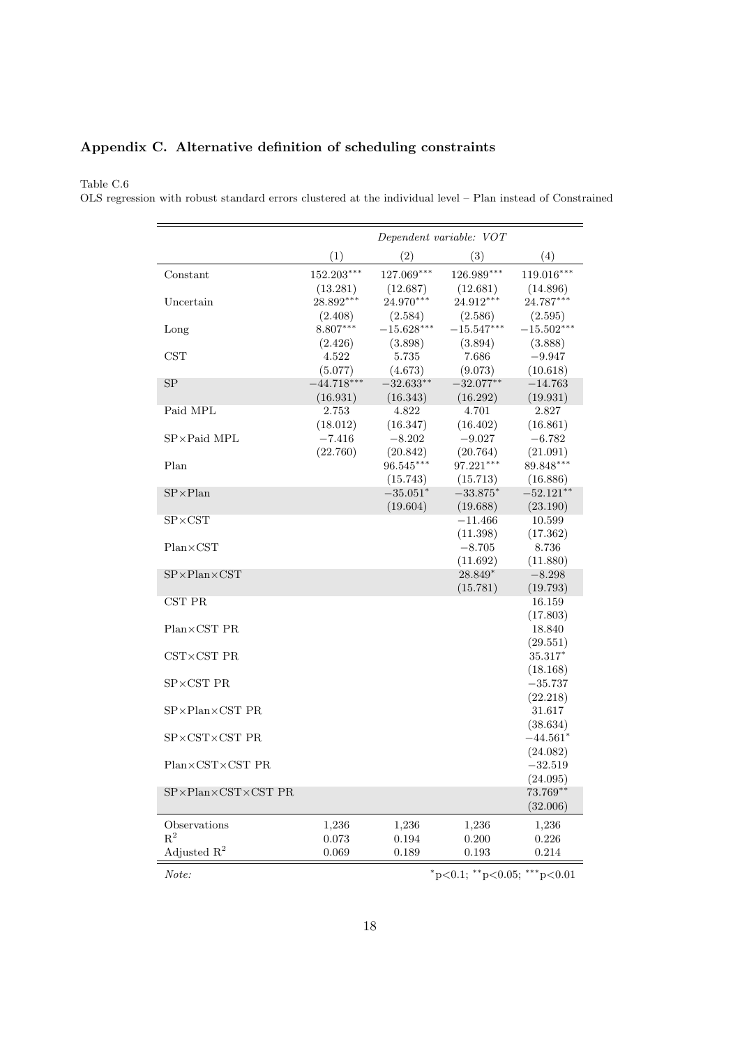## Appendix C. Alternative definition of scheduling constraints

Table C.6

OLS regression with robust standard errors clustered at the individual level – Plan instead of Constrained

| | *Dependent variable: VOT* | | | |
|---|---|---|---|---|
| | (1) | (2) | (3) | (4) |
| Constant | 152.203*** | 127.069*** | 126.989*** | 119.016*** |
| | (13.281) | (12.687) | (12.681) | (14.896) |
| Uncertain | 28.892*** | 24.970*** | 24.912*** | 24.787*** |
| | (2.408) | (2.584) | (2.586) | (2.595) |
| Long | 8.807*** | −15.628*** | −15.547*** | −15.502*** |
| | (2.426) | (3.898) | (3.894) | (3.888) |
| CST | 4.522 | 5.735 | 7.686 | −9.947 |
| | (5.077) | (4.673) | (9.073) | (10.618) |
| SP | −44.718*** | −32.633** | −32.077** | −14.763 |
| | (16.931) | (16.343) | (16.292) | (19.931) |
| Paid MPL | 2.753 | 4.822 | 4.701 | 2.827 |
| | (18.012) | (16.347) | (16.402) | (16.861) |
| SP×Paid MPL | −7.416 | −8.202 | −9.027 | −6.782 |
| | (22.760) | (20.842) | (20.764) | (21.091) |
| Plan | | 96.545*** | 97.221*** | 89.848*** |
| | | (15.743) | (15.713) | (16.886) |
| SP×Plan | | −35.051* | −33.875* | −52.121** |
| | | (19.604) | (19.688) | (23.190) |
| SP×CST | | | −11.466 | 10.599 |
| | | | (11.398) | (17.362) |
| Plan×CST | | | −8.705 | 8.736 |
| | | | (11.692) | (11.880) |
| SP×Plan×CST | | | 28.849* | −8.298 |
| | | | (15.781) | (19.793) |
| CST PR | | | | 16.159 |
| | | | | (17.803) |
| Plan×CST PR | | | | 18.840 |
| | | | | (29.551) |
| CST×CST PR | | | | 35.317* |
| | | | | (18.168) |
| SP×CST PR | | | | −35.737 |
| | | | | (22.218) |
| SP×Plan×CST PR | | | | 31.617 |
| | | | | (38.634) |
| SP×CST×CST PR | | | | −44.561* |
| | | | | (24.082) |
| Plan×CST×CST PR | | | | −32.519 |
| | | | | (24.095) |
| SP×Plan×CST×CST PR | | | | 73.769** |
| | | | | (32.006) |
| Observations | 1,236 | 1,236 | 1,236 | 1,236 |
| $R^2$ | 0.073 | 0.194 | 0.200 | 0.226 |
| Adjusted $R^2$ | 0.069 | 0.189 | 0.193 | 0.214 |

*Note:* *p<0.1; **p<0.05; ***p<0.01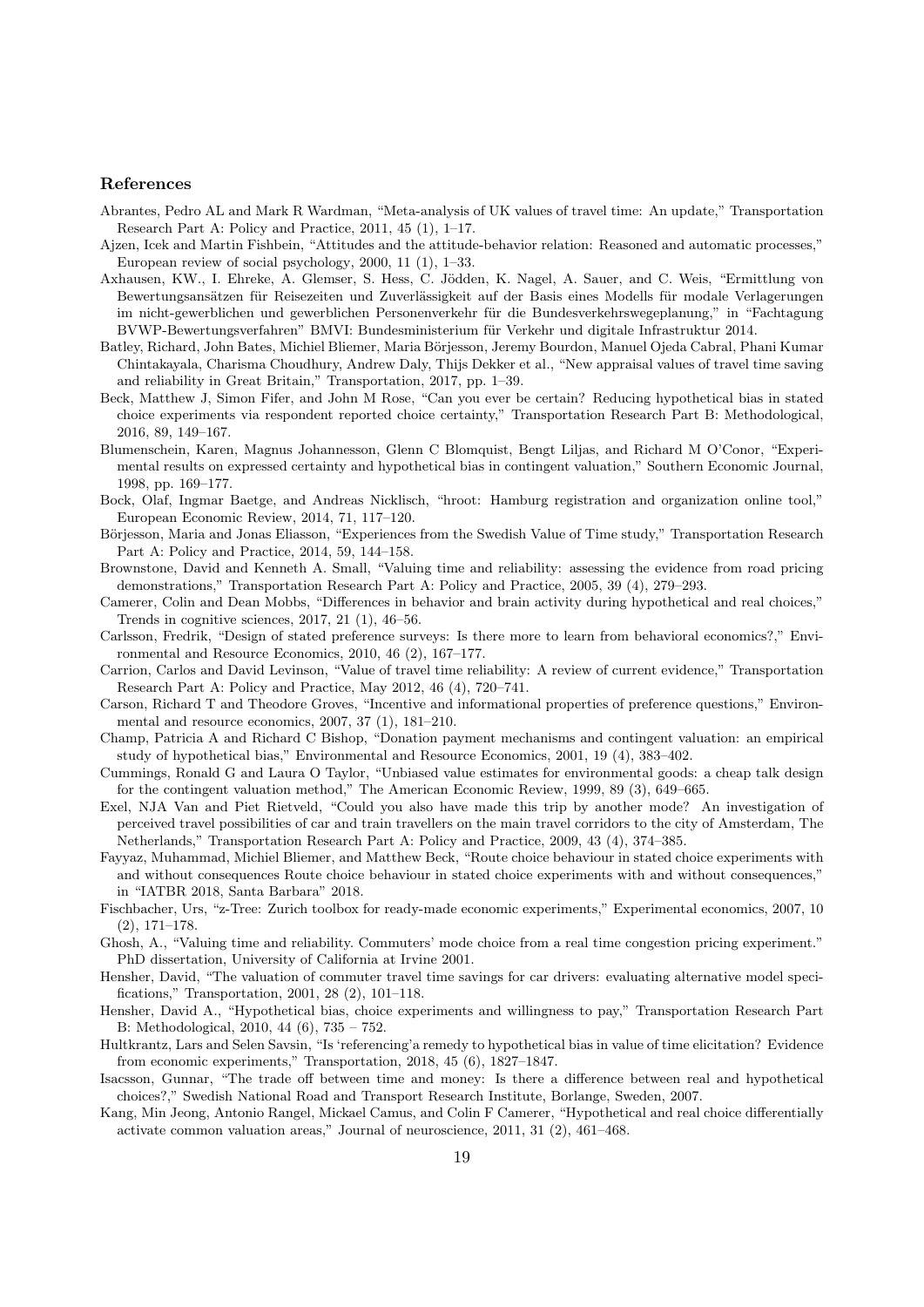## References

Abrantes, Pedro AL and Mark R Wardman, "Meta-analysis of UK values of travel time: An update," Transportation Research Part A: Policy and Practice, 2011, 45 (1), 1–17.

Ajzen, Icek and Martin Fishbein, "Attitudes and the attitude-behavior relation: Reasoned and automatic processes," European review of social psychology, 2000, 11 (1), 1–33.

Axhausen, KW., I. Ehreke, A. Glemser, S. Hess, C. Jödden, K. Nagel, A. Sauer, and C. Weis, "Ermittlung von Bewertungsansätzen für Reisezeiten und Zuverlässigkeit auf der Basis eines Modells für modale Verlagerungen im nicht-gewerblichen und gewerblichen Personenverkehr für die Bundesverkehrswegeplanung," in "Fachtagung BVWP-Bewertungsverfahren" BMVI: Bundesministerium für Verkehr und digitale Infrastruktur 2014.

Batley, Richard, John Bates, Michiel Bliemer, Maria Börjesson, Jeremy Bourdon, Manuel Ojeda Cabral, Phani Kumar Chintakayala, Charisma Choudhury, Andrew Daly, Thijs Dekker et al., "New appraisal values of travel time saving and reliability in Great Britain," Transportation, 2017, pp. 1–39.

Beck, Matthew J, Simon Fifer, and John M Rose, "Can you ever be certain? Reducing hypothetical bias in stated choice experiments via respondent reported choice certainty," Transportation Research Part B: Methodological, 2016, 89, 149–167.

Blumenschein, Karen, Magnus Johannesson, Glenn C Blomquist, Bengt Liljas, and Richard M O'Conor, "Experimental results on expressed certainty and hypothetical bias in contingent valuation," Southern Economic Journal, 1998, pp. 169–177.

Bock, Olaf, Ingmar Baetge, and Andreas Nicklisch, "hroot: Hamburg registration and organization online tool," European Economic Review, 2014, 71, 117–120.

Börjesson, Maria and Jonas Eliasson, "Experiences from the Swedish Value of Time study," Transportation Research Part A: Policy and Practice, 2014, 59, 144–158.

Brownstone, David and Kenneth A. Small, "Valuing time and reliability: assessing the evidence from road pricing demonstrations," Transportation Research Part A: Policy and Practice, 2005, 39 (4), 279–293.

Camerer, Colin and Dean Mobbs, "Differences in behavior and brain activity during hypothetical and real choices," Trends in cognitive sciences, 2017, 21 (1), 46–56.

Carlsson, Fredrik, "Design of stated preference surveys: Is there more to learn from behavioral economics?," Environmental and Resource Economics, 2010, 46 (2), 167–177.

Carrion, Carlos and David Levinson, "Value of travel time reliability: A review of current evidence," Transportation Research Part A: Policy and Practice, May 2012, 46 (4), 720–741.

Carson, Richard T and Theodore Groves, "Incentive and informational properties of preference questions," Environmental and resource economics, 2007, 37 (1), 181–210.

Champ, Patricia A and Richard C Bishop, "Donation payment mechanisms and contingent valuation: an empirical study of hypothetical bias," Environmental and Resource Economics, 2001, 19 (4), 383–402.

Cummings, Ronald G and Laura O Taylor, "Unbiased value estimates for environmental goods: a cheap talk design for the contingent valuation method," The American Economic Review, 1999, 89 (3), 649–665.

Exel, NJA Van and Piet Rietveld, "Could you also have made this trip by another mode? An investigation of perceived travel possibilities of car and train travellers on the main travel corridors to the city of Amsterdam, The Netherlands," Transportation Research Part A: Policy and Practice, 2009, 43 (4), 374–385.

Fayyaz, Muhammad, Michiel Bliemer, and Matthew Beck, "Route choice behaviour in stated choice experiments with and without consequences Route choice behaviour in stated choice experiments with and without consequences," in "IATBR 2018, Santa Barbara" 2018.

Fischbacher, Urs, "z-Tree: Zurich toolbox for ready-made economic experiments," Experimental economics, 2007, 10 (2), 171–178.

Ghosh, A., "Valuing time and reliability. Commuters' mode choice from a real time congestion pricing experiment." PhD dissertation, University of California at Irvine 2001.

Hensher, David, "The valuation of commuter travel time savings for car drivers: evaluating alternative model specifications," Transportation, 2001, 28 (2), 101–118.

Hensher, David A., "Hypothetical bias, choice experiments and willingness to pay," Transportation Research Part B: Methodological, 2010, 44 (6), 735 – 752.

Hultkrantz, Lars and Selen Savsin, "Is 'referencing'a remedy to hypothetical bias in value of time elicitation? Evidence from economic experiments," Transportation, 2018, 45 (6), 1827–1847.

Isacsson, Gunnar, "The trade off between time and money: Is there a difference between real and hypothetical choices?," Swedish National Road and Transport Research Institute, Borlange, Sweden, 2007.

Kang, Min Jeong, Antonio Rangel, Mickael Camus, and Colin F Camerer, "Hypothetical and real choice differentially activate common valuation areas," Journal of neuroscience, 2011, 31 (2), 461–468.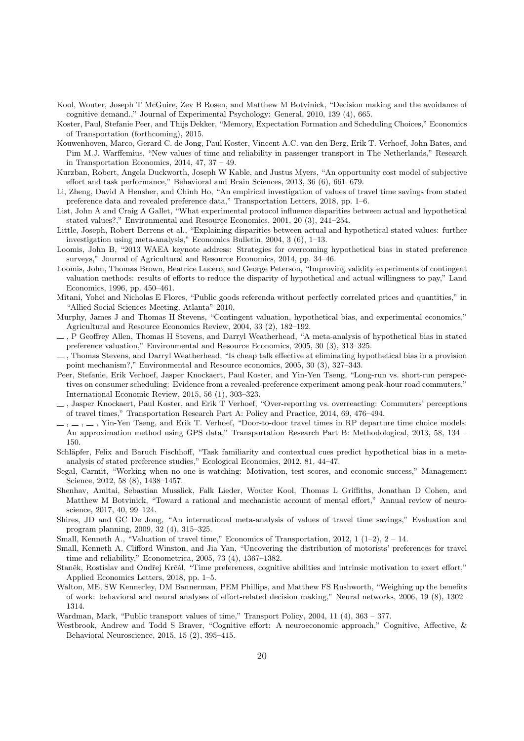Kool, Wouter, Joseph T McGuire, Zev B Rosen, and Matthew M Botvinick, "Decision making and the avoidance of cognitive demand.," Journal of Experimental Psychology: General, 2010, 139 (4), 665.

Koster, Paul, Stefanie Peer, and Thijs Dekker, "Memory, Expectation Formation and Scheduling Choices," Economics of Transportation (forthcoming), 2015.

Kouwenhoven, Marco, Gerard C. de Jong, Paul Koster, Vincent A.C. van den Berg, Erik T. Verhoef, John Bates, and Pim M.J. Warffemius, "New values of time and reliability in passenger transport in The Netherlands," Research in Transportation Economics, 2014, 47, 37 – 49.

Kurzban, Robert, Angela Duckworth, Joseph W Kable, and Justus Myers, "An opportunity cost model of subjective effort and task performance," Behavioral and Brain Sciences, 2013, 36 (6), 661–679.

Li, Zheng, David A Hensher, and Chinh Ho, "An empirical investigation of values of travel time savings from stated preference data and revealed preference data," Transportation Letters, 2018, pp. 1–6.

List, John A and Craig A Gallet, "What experimental protocol influence disparities between actual and hypothetical stated values?," Environmental and Resource Economics, 2001, 20 (3), 241–254.

Little, Joseph, Robert Berrens et al., "Explaining disparities between actual and hypothetical stated values: further investigation using meta-analysis," Economics Bulletin, 2004, 3 (6), 1–13.

Loomis, John B, "2013 WAEA keynote address: Strategies for overcoming hypothetical bias in stated preference surveys," Journal of Agricultural and Resource Economics, 2014, pp. 34–46.

Loomis, John, Thomas Brown, Beatrice Lucero, and George Peterson, "Improving validity experiments of contingent valuation methods: results of efforts to reduce the disparity of hypothetical and actual willingness to pay," Land Economics, 1996, pp. 450–461.

Mitani, Yohei and Nicholas E Flores, "Public goods referenda without perfectly correlated prices and quantities," in "Allied Social Sciences Meeting, Atlanta" 2010.

Murphy, James J and Thomas H Stevens, "Contingent valuation, hypothetical bias, and experimental economics," Agricultural and Resource Economics Review, 2004, 33 (2), 182–192.

\_\_ , P Geoffrey Allen, Thomas H Stevens, and Darryl Weatherhead, "A meta-analysis of hypothetical bias in stated preference valuation," Environmental and Resource Economics, 2005, 30 (3), 313–325.

\_\_ , Thomas Stevens, and Darryl Weatherhead, "Is cheap talk effective at eliminating hypothetical bias in a provision point mechanism?," Environmental and Resource economics, 2005, 30 (3), 327–343.

Peer, Stefanie, Erik Verhoef, Jasper Knockaert, Paul Koster, and Yin-Yen Tseng, "Long-run vs. short-run perspectives on consumer scheduling: Evidence from a revealed-preference experiment among peak-hour road commuters," International Economic Review, 2015, 56 (1), 303–323.

\_\_ , Jasper Knockaert, Paul Koster, and Erik T Verhoef, "Over-reporting vs. overreacting: Commuters' perceptions of travel times," Transportation Research Part A: Policy and Practice, 2014, 69, 476–494.

\_\_ , \_\_ , \_\_ , Yin-Yen Tseng, and Erik T. Verhoef, "Door-to-door travel times in RP departure time choice models: An approximation method using GPS data," Transportation Research Part B: Methodological, 2013, 58, 134 – 150.

Schläpfer, Felix and Baruch Fischhoff, "Task familiarity and contextual cues predict hypothetical bias in a meta-analysis of stated preference studies," Ecological Economics, 2012, 81, 44–47.

Segal, Carmit, "Working when no one is watching: Motivation, test scores, and economic success," Management Science, 2012, 58 (8), 1438–1457.

Shenhav, Amitai, Sebastian Musslick, Falk Lieder, Wouter Kool, Thomas L Griffiths, Jonathan D Cohen, and Matthew M Botvinick, "Toward a rational and mechanistic account of mental effort," Annual review of neuroscience, 2017, 40, 99–124.

Shires, JD and GC De Jong, "An international meta-analysis of values of travel time savings," Evaluation and program planning, 2009, 32 (4), 315–325.

Small, Kenneth A., "Valuation of travel time," Economics of Transportation, 2012, 1 (1–2), 2 – 14.

Small, Kenneth A, Clifford Winston, and Jia Yan, "Uncovering the distribution of motorists' preferences for travel time and reliability," Econometrica, 2005, 73 (4), 1367–1382.

Staněk, Rostislav and Ondřej Krčál, "Time preferences, cognitive abilities and intrinsic motivation to exert effort," Applied Economics Letters, 2018, pp. 1–5.

Walton, ME, SW Kennerley, DM Bannerman, PEM Phillips, and Matthew FS Rushworth, "Weighing up the benefits of work: behavioral and neural analyses of effort-related decision making," Neural networks, 2006, 19 (8), 1302–1314.

Wardman, Mark, "Public transport values of time," Transport Policy, 2004, 11 (4), 363 – 377.

Westbrook, Andrew and Todd S Braver, "Cognitive effort: A neuroeconomic approach," Cognitive, Affective, & Behavioral Neuroscience, 2015, 15 (2), 395–415.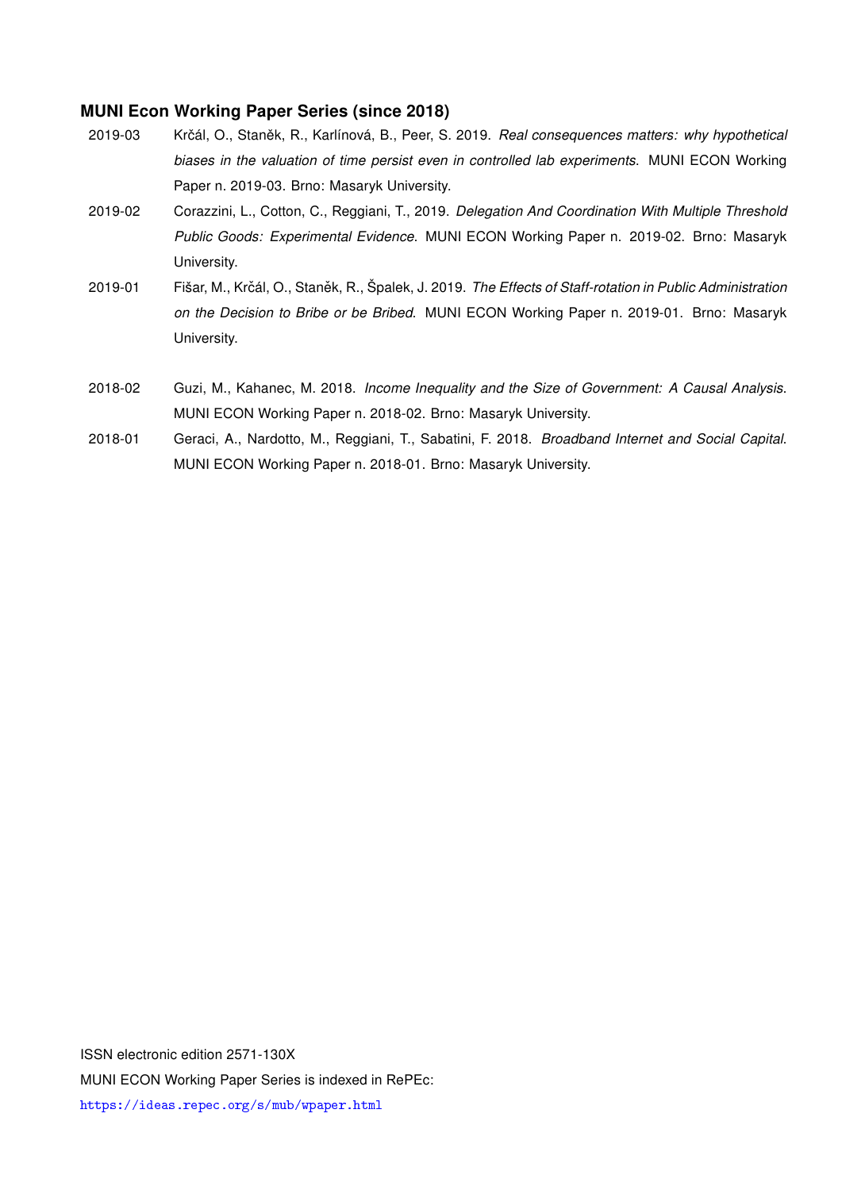## MUNI Econ Working Paper Series (since 2018)

2019-03 Krčál, O., Staněk, R., Karlínová, B., Peer, S. 2019. *Real consequences matters: why hypothetical biases in the valuation of time persist even in controlled lab experiments*. MUNI ECON Working Paper n. 2019-03. Brno: Masaryk University.

2019-02 Corazzini, L., Cotton, C., Reggiani, T., 2019. *Delegation And Coordination With Multiple Threshold Public Goods: Experimental Evidence*. MUNI ECON Working Paper n. 2019-02. Brno: Masaryk University.

2019-01 Fišar, M., Krčál, O., Staněk, R., Špalek, J. 2019. *The Effects of Staff-rotation in Public Administration on the Decision to Bribe or be Bribed*. MUNI ECON Working Paper n. 2019-01. Brno: Masaryk University.

2018-02 Guzi, M., Kahanec, M. 2018. *Income Inequality and the Size of Government: A Causal Analysis*. MUNI ECON Working Paper n. 2018-02. Brno: Masaryk University.

2018-01 Geraci, A., Nardotto, M., Reggiani, T., Sabatini, F. 2018. *Broadband Internet and Social Capital*. MUNI ECON Working Paper n. 2018-01. Brno: Masaryk University.

ISSN electronic edition 2571-130X

MUNI ECON Working Paper Series is indexed in RePEc:

https://ideas.repec.org/s/mub/wpaper.html